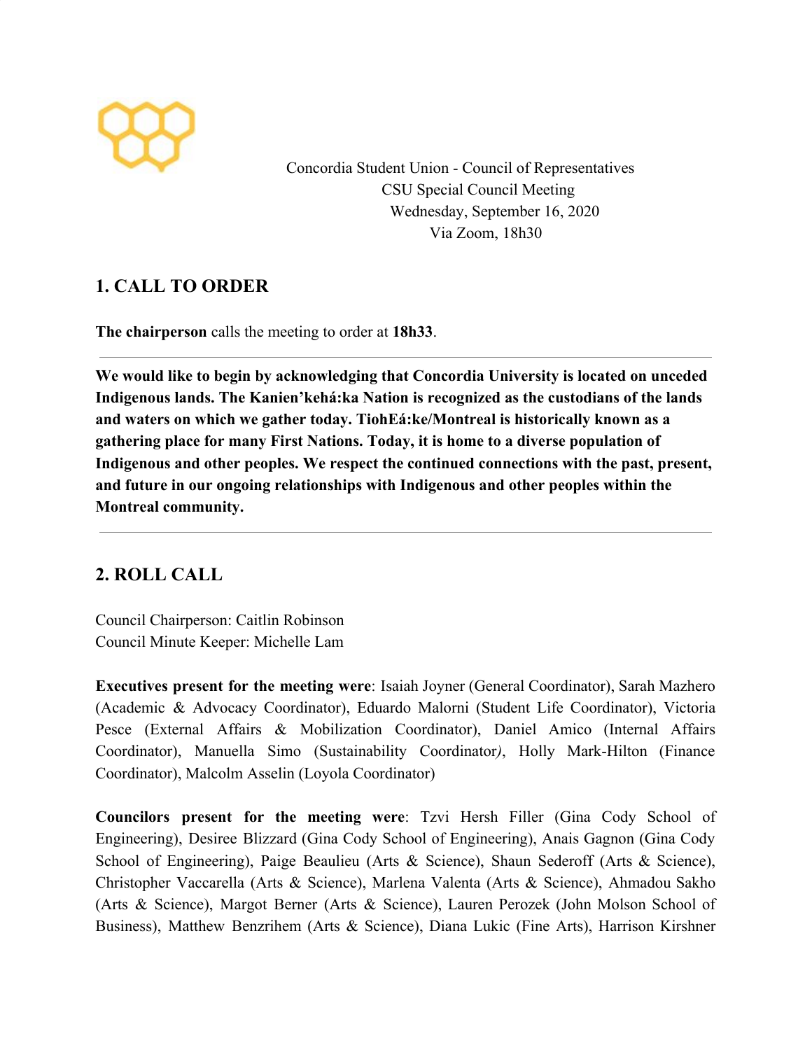Concordia Student Union - Council of Representatives
CSU Special Council Meeting
Wednesday, September 16, 2020
Via Zoom, 18h30

## 1. CALL TO ORDER

**The chairperson** calls the meeting to order at **18h33**.

---

**We would like to begin by acknowledging that Concordia University is located on unceded Indigenous lands. The Kanien'kehá:ka Nation is recognized as the custodians of the lands and waters on which we gather today. TiohEá:ke/Montreal is historically known as a gathering place for many First Nations. Today, it is home to a diverse population of Indigenous and other peoples. We respect the continued connections with the past, present, and future in our ongoing relationships with Indigenous and other peoples within the Montreal community.**

---

## 2. ROLL CALL

Council Chairperson: Caitlin Robinson
Council Minute Keeper: Michelle Lam

**Executives present for the meeting were**: Isaiah Joyner (General Coordinator), Sarah Mazhero (Academic & Advocacy Coordinator), Eduardo Malorni (Student Life Coordinator), Victoria Pesce (External Affairs & Mobilization Coordinator), Daniel Amico (Internal Affairs Coordinator), Manuella Simo (Sustainability Coordinator), Holly Mark-Hilton (Finance Coordinator), Malcolm Asselin (Loyola Coordinator)

**Councilors present for the meeting were**: Tzvi Hersh Filler (Gina Cody School of Engineering), Desiree Blizzard (Gina Cody School of Engineering), Anais Gagnon (Gina Cody School of Engineering), Paige Beaulieu (Arts & Science), Shaun Sederoff (Arts & Science), Christopher Vaccarella (Arts & Science), Marlena Valenta (Arts & Science), Ahmadou Sakho (Arts & Science), Margot Berner (Arts & Science), Lauren Perozek (John Molson School of Business), Matthew Benzrihem (Arts & Science), Diana Lukic (Fine Arts), Harrison Kirshner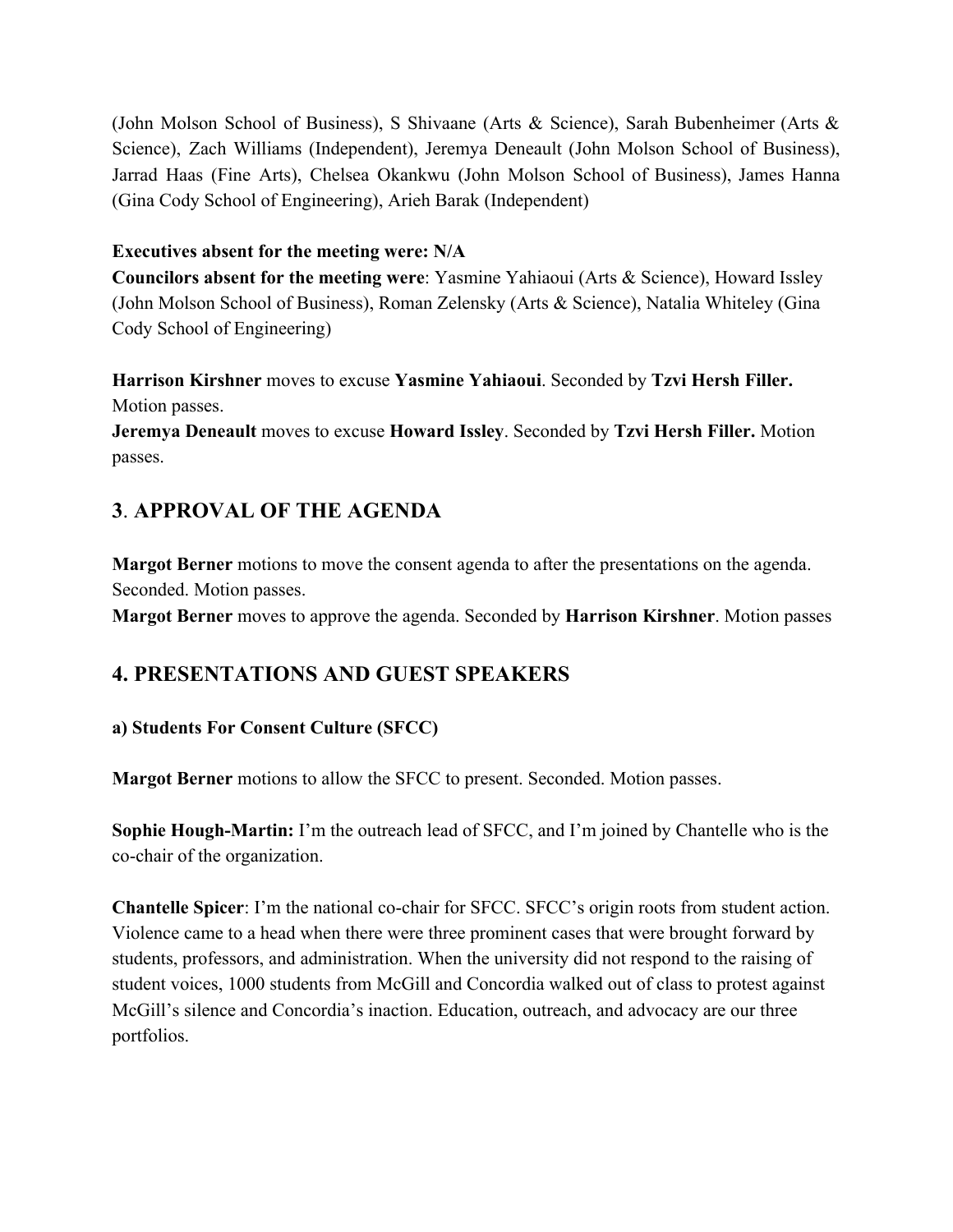(John Molson School of Business), S Shivaane (Arts & Science), Sarah Bubenheimer (Arts & Science), Zach Williams (Independent), Jeremya Deneault (John Molson School of Business), Jarrad Haas (Fine Arts), Chelsea Okankwu (John Molson School of Business), James Hanna (Gina Cody School of Engineering), Arieh Barak (Independent)

**Executives absent for the meeting were: N/A**
**Councilors absent for the meeting were**: Yasmine Yahiaoui (Arts & Science), Howard Issley (John Molson School of Business), Roman Zelensky (Arts & Science), Natalia Whiteley (Gina Cody School of Engineering)

**Harrison Kirshner** moves to excuse **Yasmine Yahiaoui**. Seconded by **Tzvi Hersh Filler.** Motion passes.
**Jeremya Deneault** moves to excuse **Howard Issley**. Seconded by **Tzvi Hersh Filler.** Motion passes.

## 3. APPROVAL OF THE AGENDA

**Margot Berner** motions to move the consent agenda to after the presentations on the agenda. Seconded. Motion passes.
**Margot Berner** moves to approve the agenda. Seconded by **Harrison Kirshner**. Motion passes

## 4. PRESENTATIONS AND GUEST SPEAKERS

**a) Students For Consent Culture (SFCC)**

**Margot Berner** motions to allow the SFCC to present. Seconded. Motion passes.

**Sophie Hough-Martin:** I'm the outreach lead of SFCC, and I'm joined by Chantelle who is the co-chair of the organization.

**Chantelle Spicer**: I'm the national co-chair for SFCC. SFCC's origin roots from student action. Violence came to a head when there were three prominent cases that were brought forward by students, professors, and administration. When the university did not respond to the raising of student voices, 1000 students from McGill and Concordia walked out of class to protest against McGill's silence and Concordia's inaction. Education, outreach, and advocacy are our three portfolios.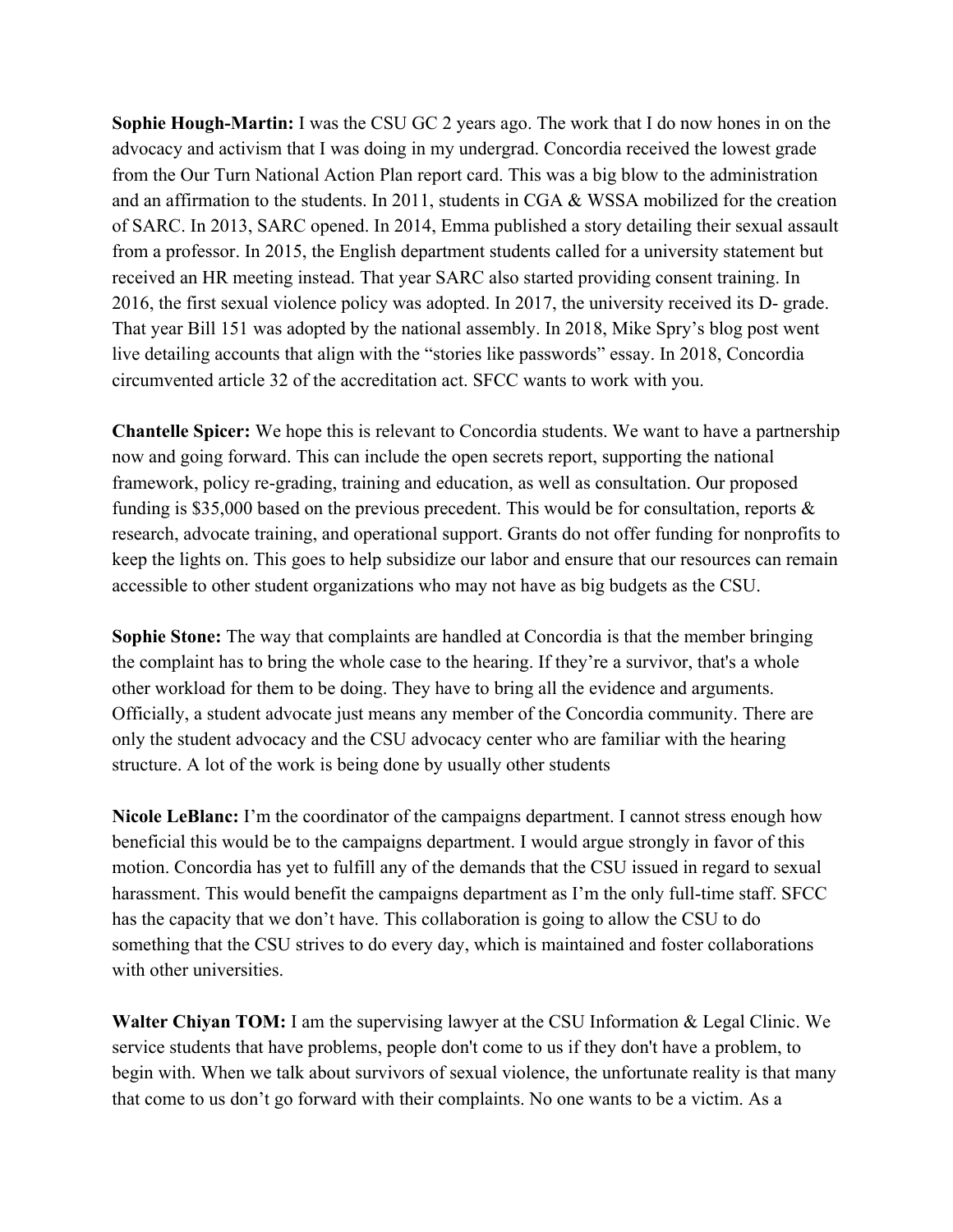**Sophie Hough-Martin:** I was the CSU GC 2 years ago. The work that I do now hones in on the advocacy and activism that I was doing in my undergrad. Concordia received the lowest grade from the Our Turn National Action Plan report card. This was a big blow to the administration and an affirmation to the students. In 2011, students in CGA & WSSA mobilized for the creation of SARC. In 2013, SARC opened. In 2014, Emma published a story detailing their sexual assault from a professor. In 2015, the English department students called for a university statement but received an HR meeting instead. That year SARC also started providing consent training. In 2016, the first sexual violence policy was adopted. In 2017, the university received its D- grade. That year Bill 151 was adopted by the national assembly. In 2018, Mike Spry's blog post went live detailing accounts that align with the "stories like passwords" essay. In 2018, Concordia circumvented article 32 of the accreditation act. SFCC wants to work with you.

**Chantelle Spicer:** We hope this is relevant to Concordia students. We want to have a partnership now and going forward. This can include the open secrets report, supporting the national framework, policy re-grading, training and education, as well as consultation. Our proposed funding is $35,000 based on the previous precedent. This would be for consultation, reports & research, advocate training, and operational support. Grants do not offer funding for nonprofits to keep the lights on. This goes to help subsidize our labor and ensure that our resources can remain accessible to other student organizations who may not have as big budgets as the CSU.

**Sophie Stone:** The way that complaints are handled at Concordia is that the member bringing the complaint has to bring the whole case to the hearing. If they're a survivor, that's a whole other workload for them to be doing. They have to bring all the evidence and arguments. Officially, a student advocate just means any member of the Concordia community. There are only the student advocacy and the CSU advocacy center who are familiar with the hearing structure. A lot of the work is being done by usually other students

**Nicole LeBlanc:** I'm the coordinator of the campaigns department. I cannot stress enough how beneficial this would be to the campaigns department. I would argue strongly in favor of this motion. Concordia has yet to fulfill any of the demands that the CSU issued in regard to sexual harassment. This would benefit the campaigns department as I'm the only full-time staff. SFCC has the capacity that we don't have. This collaboration is going to allow the CSU to do something that the CSU strives to do every day, which is maintained and foster collaborations with other universities.

**Walter Chiyan TOM:** I am the supervising lawyer at the CSU Information & Legal Clinic. We service students that have problems, people don't come to us if they don't have a problem, to begin with. When we talk about survivors of sexual violence, the unfortunate reality is that many that come to us don't go forward with their complaints. No one wants to be a victim. As a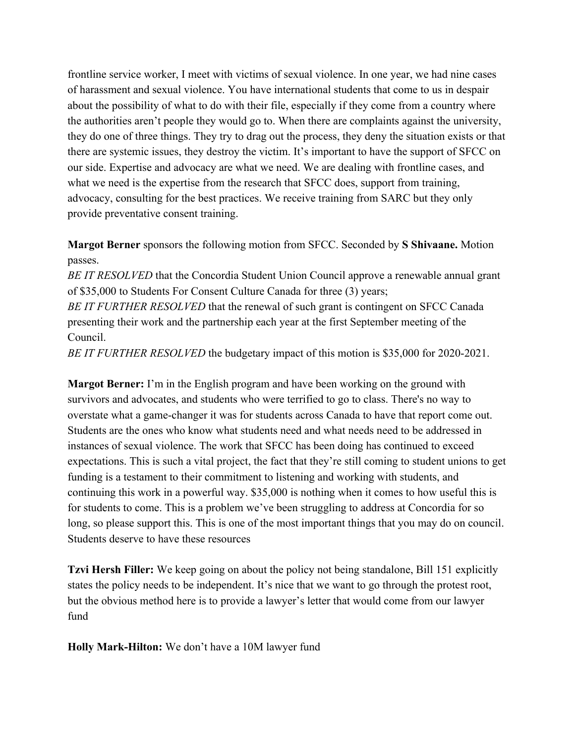frontline service worker, I meet with victims of sexual violence. In one year, we had nine cases of harassment and sexual violence. You have international students that come to us in despair about the possibility of what to do with their file, especially if they come from a country where the authorities aren't people they would go to. When there are complaints against the university, they do one of three things. They try to drag out the process, they deny the situation exists or that there are systemic issues, they destroy the victim. It's important to have the support of SFCC on our side. Expertise and advocacy are what we need. We are dealing with frontline cases, and what we need is the expertise from the research that SFCC does, support from training, advocacy, consulting for the best practices. We receive training from SARC but they only provide preventative consent training.

**Margot Berner** sponsors the following motion from SFCC. Seconded by **S Shivaane.** Motion passes.

*BE IT RESOLVED* that the Concordia Student Union Council approve a renewable annual grant of $35,000 to Students For Consent Culture Canada for three (3) years;

*BE IT FURTHER RESOLVED* that the renewal of such grant is contingent on SFCC Canada presenting their work and the partnership each year at the first September meeting of the Council.

*BE IT FURTHER RESOLVED* the budgetary impact of this motion is $35,000 for 2020-2021.

**Margot Berner:** I'm in the English program and have been working on the ground with survivors and advocates, and students who were terrified to go to class. There's no way to overstate what a game-changer it was for students across Canada to have that report come out. Students are the ones who know what students need and what needs need to be addressed in instances of sexual violence. The work that SFCC has been doing has continued to exceed expectations. This is such a vital project, the fact that they're still coming to student unions to get funding is a testament to their commitment to listening and working with students, and continuing this work in a powerful way. $35,000 is nothing when it comes to how useful this is for students to come. This is a problem we've been struggling to address at Concordia for so long, so please support this. This is one of the most important things that you may do on council. Students deserve to have these resources

**Tzvi Hersh Filler:** We keep going on about the policy not being standalone, Bill 151 explicitly states the policy needs to be independent. It's nice that we want to go through the protest root, but the obvious method here is to provide a lawyer's letter that would come from our lawyer fund

**Holly Mark-Hilton:** We don't have a 10M lawyer fund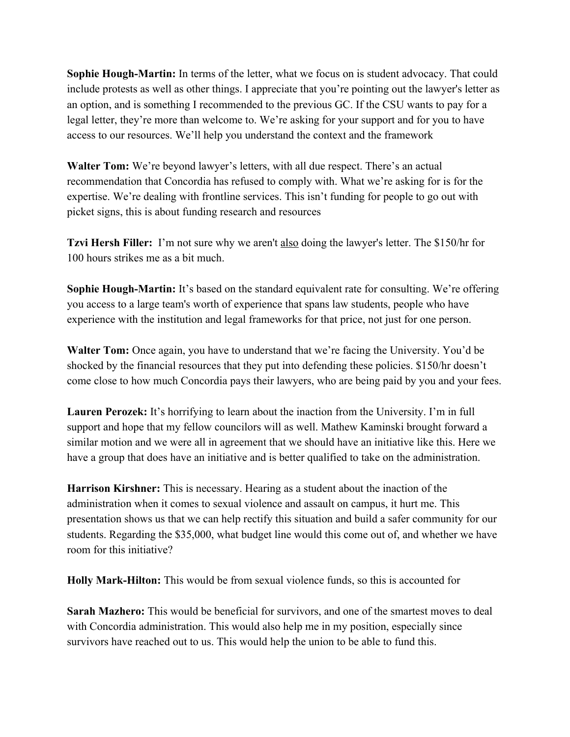**Sophie Hough-Martin:** In terms of the letter, what we focus on is student advocacy. That could include protests as well as other things. I appreciate that you're pointing out the lawyer's letter as an option, and is something I recommended to the previous GC. If the CSU wants to pay for a legal letter, they're more than welcome to. We're asking for your support and for you to have access to our resources. We'll help you understand the context and the framework

**Walter Tom:** We're beyond lawyer's letters, with all due respect. There's an actual recommendation that Concordia has refused to comply with. What we're asking for is for the expertise. We're dealing with frontline services. This isn't funding for people to go out with picket signs, this is about funding research and resources

**Tzvi Hersh Filler:** I'm not sure why we aren't <u>also</u> doing the lawyer's letter. The $150/hr for 100 hours strikes me as a bit much.

**Sophie Hough-Martin:** It's based on the standard equivalent rate for consulting. We're offering you access to a large team's worth of experience that spans law students, people who have experience with the institution and legal frameworks for that price, not just for one person.

**Walter Tom:** Once again, you have to understand that we're facing the University. You'd be shocked by the financial resources that they put into defending these policies. $150/hr doesn't come close to how much Concordia pays their lawyers, who are being paid by you and your fees.

**Lauren Perozek:** It's horrifying to learn about the inaction from the University. I'm in full support and hope that my fellow councilors will as well. Mathew Kaminski brought forward a similar motion and we were all in agreement that we should have an initiative like this. Here we have a group that does have an initiative and is better qualified to take on the administration.

**Harrison Kirshner:** This is necessary. Hearing as a student about the inaction of the administration when it comes to sexual violence and assault on campus, it hurt me. This presentation shows us that we can help rectify this situation and build a safer community for our students. Regarding the $35,000, what budget line would this come out of, and whether we have room for this initiative?

**Holly Mark-Hilton:** This would be from sexual violence funds, so this is accounted for

**Sarah Mazhero:** This would be beneficial for survivors, and one of the smartest moves to deal with Concordia administration. This would also help me in my position, especially since survivors have reached out to us. This would help the union to be able to fund this.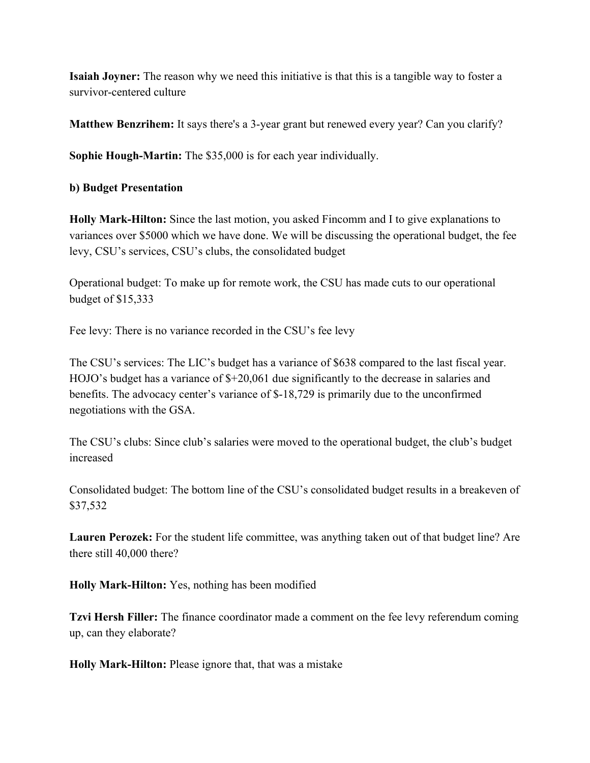**Isaiah Joyner:** The reason why we need this initiative is that this is a tangible way to foster a survivor-centered culture

**Matthew Benzrihem:** It says there's a 3-year grant but renewed every year? Can you clarify?

**Sophie Hough-Martin:** The $35,000 is for each year individually.

**b) Budget Presentation**

**Holly Mark-Hilton:** Since the last motion, you asked Fincomm and I to give explanations to variances over $5000 which we have done. We will be discussing the operational budget, the fee levy, CSU's services, CSU's clubs, the consolidated budget

Operational budget: To make up for remote work, the CSU has made cuts to our operational budget of $15,333

Fee levy: There is no variance recorded in the CSU's fee levy

The CSU's services: The LIC's budget has a variance of $638 compared to the last fiscal year. HOJO's budget has a variance of $+20,061 due significantly to the decrease in salaries and benefits. The advocacy center's variance of $-18,729 is primarily due to the unconfirmed negotiations with the GSA.

The CSU's clubs: Since club's salaries were moved to the operational budget, the club's budget increased

Consolidated budget: The bottom line of the CSU's consolidated budget results in a breakeven of $37,532

**Lauren Perozek:** For the student life committee, was anything taken out of that budget line? Are there still 40,000 there?

**Holly Mark-Hilton:** Yes, nothing has been modified

**Tzvi Hersh Filler:** The finance coordinator made a comment on the fee levy referendum coming up, can they elaborate?

**Holly Mark-Hilton:** Please ignore that, that was a mistake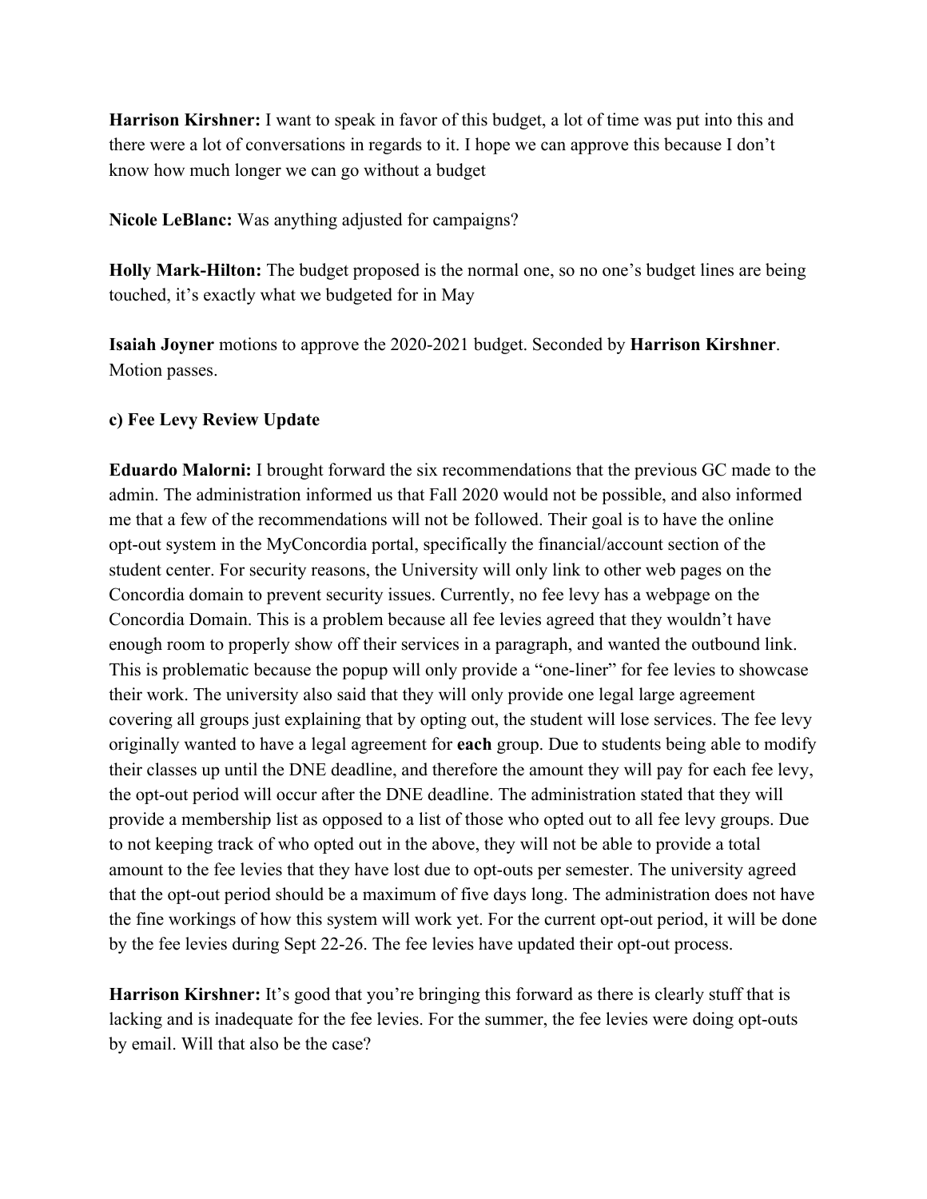**Harrison Kirshner:** I want to speak in favor of this budget, a lot of time was put into this and there were a lot of conversations in regards to it. I hope we can approve this because I don't know how much longer we can go without a budget

**Nicole LeBlanc:** Was anything adjusted for campaigns?

**Holly Mark-Hilton:** The budget proposed is the normal one, so no one's budget lines are being touched, it's exactly what we budgeted for in May

**Isaiah Joyner** motions to approve the 2020-2021 budget. Seconded by **Harrison Kirshner**. Motion passes.

**c) Fee Levy Review Update**

**Eduardo Malorni:** I brought forward the six recommendations that the previous GC made to the admin. The administration informed us that Fall 2020 would not be possible, and also informed me that a few of the recommendations will not be followed. Their goal is to have the online opt-out system in the MyConcordia portal, specifically the financial/account section of the student center. For security reasons, the University will only link to other web pages on the Concordia domain to prevent security issues. Currently, no fee levy has a webpage on the Concordia Domain. This is a problem because all fee levies agreed that they wouldn't have enough room to properly show off their services in a paragraph, and wanted the outbound link. This is problematic because the popup will only provide a "one-liner" for fee levies to showcase their work. The university also said that they will only provide one legal large agreement covering all groups just explaining that by opting out, the student will lose services. The fee levy originally wanted to have a legal agreement for **each** group. Due to students being able to modify their classes up until the DNE deadline, and therefore the amount they will pay for each fee levy, the opt-out period will occur after the DNE deadline. The administration stated that they will provide a membership list as opposed to a list of those who opted out to all fee levy groups. Due to not keeping track of who opted out in the above, they will not be able to provide a total amount to the fee levies that they have lost due to opt-outs per semester. The university agreed that the opt-out period should be a maximum of five days long. The administration does not have the fine workings of how this system will work yet. For the current opt-out period, it will be done by the fee levies during Sept 22-26. The fee levies have updated their opt-out process.

**Harrison Kirshner:** It's good that you're bringing this forward as there is clearly stuff that is lacking and is inadequate for the fee levies. For the summer, the fee levies were doing opt-outs by email. Will that also be the case?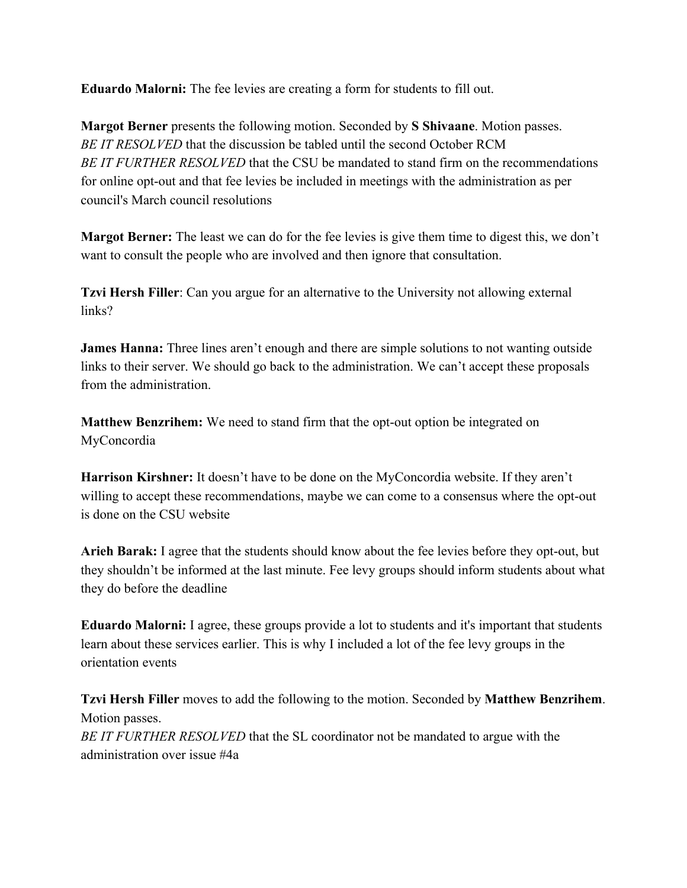**Eduardo Malorni:** The fee levies are creating a form for students to fill out.

**Margot Berner** presents the following motion. Seconded by **S Shivaane**. Motion passes.
*BE IT RESOLVED* that the discussion be tabled until the second October RCM
*BE IT FURTHER RESOLVED* that the CSU be mandated to stand firm on the recommendations for online opt-out and that fee levies be included in meetings with the administration as per council's March council resolutions

**Margot Berner:** The least we can do for the fee levies is give them time to digest this, we don't want to consult the people who are involved and then ignore that consultation.

**Tzvi Hersh Filler**: Can you argue for an alternative to the University not allowing external links?

**James Hanna:** Three lines aren't enough and there are simple solutions to not wanting outside links to their server. We should go back to the administration. We can't accept these proposals from the administration.

**Matthew Benzrihem:** We need to stand firm that the opt-out option be integrated on MyConcordia

**Harrison Kirshner:** It doesn't have to be done on the MyConcordia website. If they aren't willing to accept these recommendations, maybe we can come to a consensus where the opt-out is done on the CSU website

**Arieh Barak:** I agree that the students should know about the fee levies before they opt-out, but they shouldn't be informed at the last minute. Fee levy groups should inform students about what they do before the deadline

**Eduardo Malorni:** I agree, these groups provide a lot to students and it's important that students learn about these services earlier. This is why I included a lot of the fee levy groups in the orientation events

**Tzvi Hersh Filler** moves to add the following to the motion. Seconded by **Matthew Benzrihem**. Motion passes.
*BE IT FURTHER RESOLVED* that the SL coordinator not be mandated to argue with the administration over issue #4a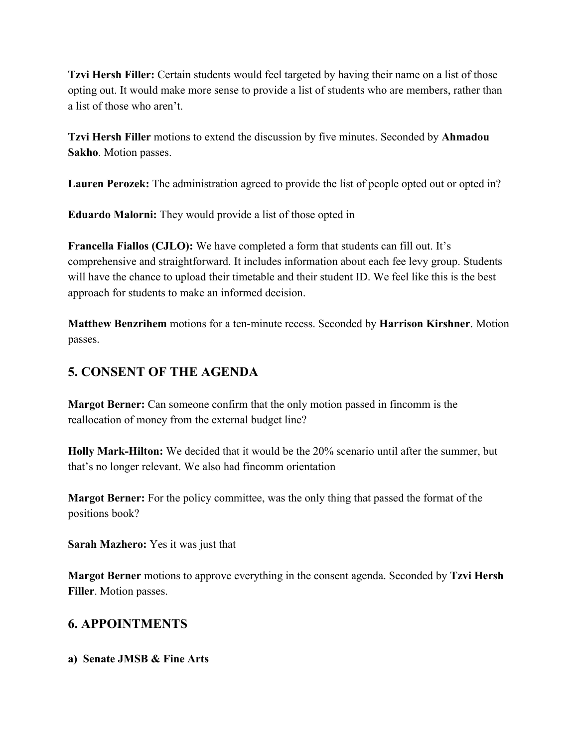**Tzvi Hersh Filler:** Certain students would feel targeted by having their name on a list of those opting out. It would make more sense to provide a list of students who are members, rather than a list of those who aren't.

**Tzvi Hersh Filler** motions to extend the discussion by five minutes. Seconded by **Ahmadou Sakho**. Motion passes.

**Lauren Perozek:** The administration agreed to provide the list of people opted out or opted in?

**Eduardo Malorni:** They would provide a list of those opted in

**Francella Fiallos (CJLO):** We have completed a form that students can fill out. It's comprehensive and straightforward. It includes information about each fee levy group. Students will have the chance to upload their timetable and their student ID. We feel like this is the best approach for students to make an informed decision.

**Matthew Benzrihem** motions for a ten-minute recess. Seconded by **Harrison Kirshner**. Motion passes.

## 5. CONSENT OF THE AGENDA

**Margot Berner:** Can someone confirm that the only motion passed in fincomm is the reallocation of money from the external budget line?

**Holly Mark-Hilton:** We decided that it would be the 20% scenario until after the summer, but that's no longer relevant. We also had fincomm orientation

**Margot Berner:** For the policy committee, was the only thing that passed the format of the positions book?

**Sarah Mazhero:** Yes it was just that

**Margot Berner** motions to approve everything in the consent agenda. Seconded by **Tzvi Hersh Filler**. Motion passes.

## 6. APPOINTMENTS

**a) Senate JMSB & Fine Arts**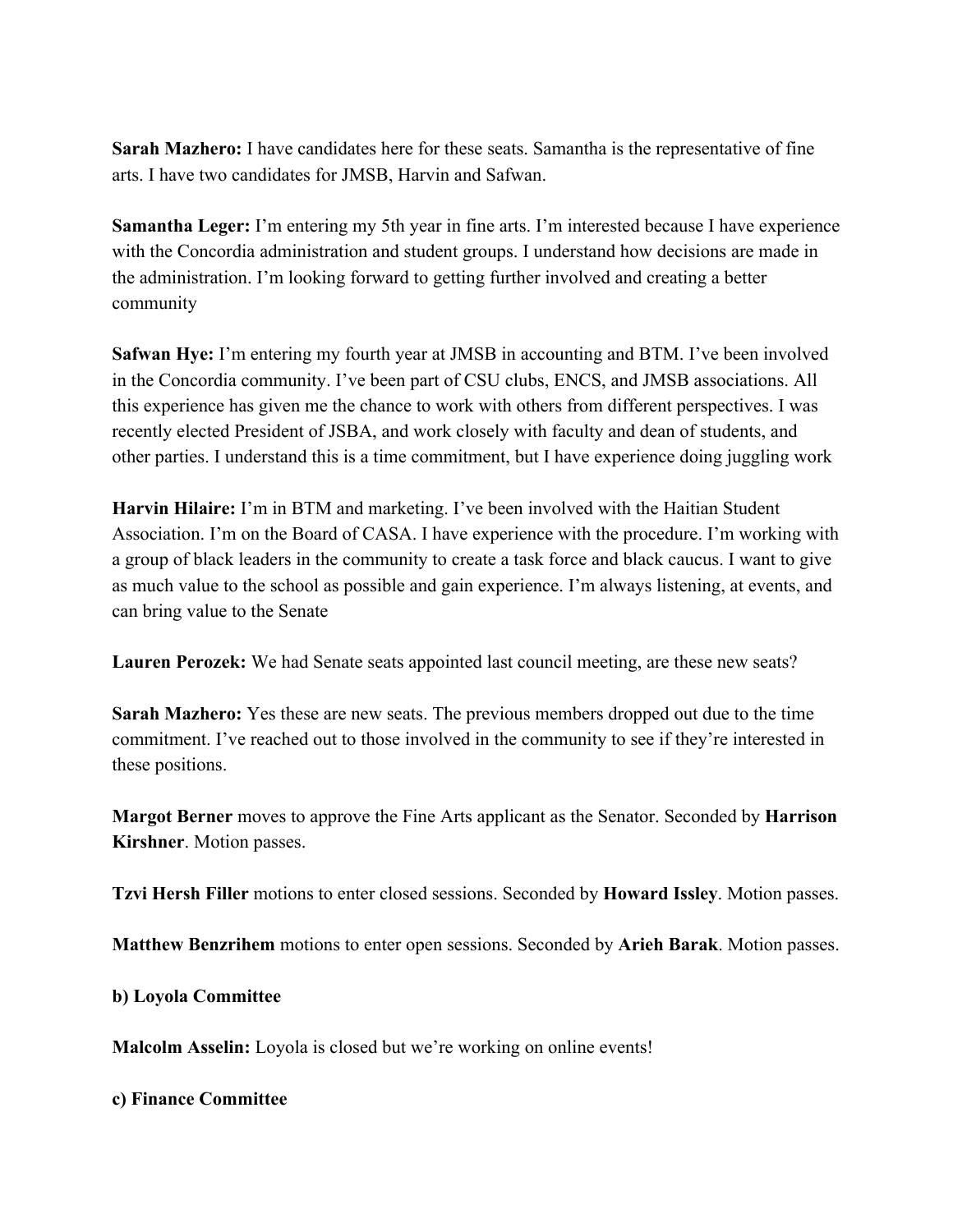**Sarah Mazhero:** I have candidates here for these seats. Samantha is the representative of fine arts. I have two candidates for JMSB, Harvin and Safwan.

**Samantha Leger:** I'm entering my 5th year in fine arts. I'm interested because I have experience with the Concordia administration and student groups. I understand how decisions are made in the administration. I'm looking forward to getting further involved and creating a better community

**Safwan Hye:** I'm entering my fourth year at JMSB in accounting and BTM. I've been involved in the Concordia community. I've been part of CSU clubs, ENCS, and JMSB associations. All this experience has given me the chance to work with others from different perspectives. I was recently elected President of JSBA, and work closely with faculty and dean of students, and other parties. I understand this is a time commitment, but I have experience doing juggling work

**Harvin Hilaire:** I'm in BTM and marketing. I've been involved with the Haitian Student Association. I'm on the Board of CASA. I have experience with the procedure. I'm working with a group of black leaders in the community to create a task force and black caucus. I want to give as much value to the school as possible and gain experience. I'm always listening, at events, and can bring value to the Senate

**Lauren Perozek:** We had Senate seats appointed last council meeting, are these new seats?

**Sarah Mazhero:** Yes these are new seats. The previous members dropped out due to the time commitment. I've reached out to those involved in the community to see if they're interested in these positions.

**Margot Berner** moves to approve the Fine Arts applicant as the Senator. Seconded by **Harrison Kirshner**. Motion passes.

**Tzvi Hersh Filler** motions to enter closed sessions. Seconded by **Howard Issley**. Motion passes.

**Matthew Benzrihem** motions to enter open sessions. Seconded by **Arieh Barak**. Motion passes.

**b) Loyola Committee**

**Malcolm Asselin:** Loyola is closed but we're working on online events!

**c) Finance Committee**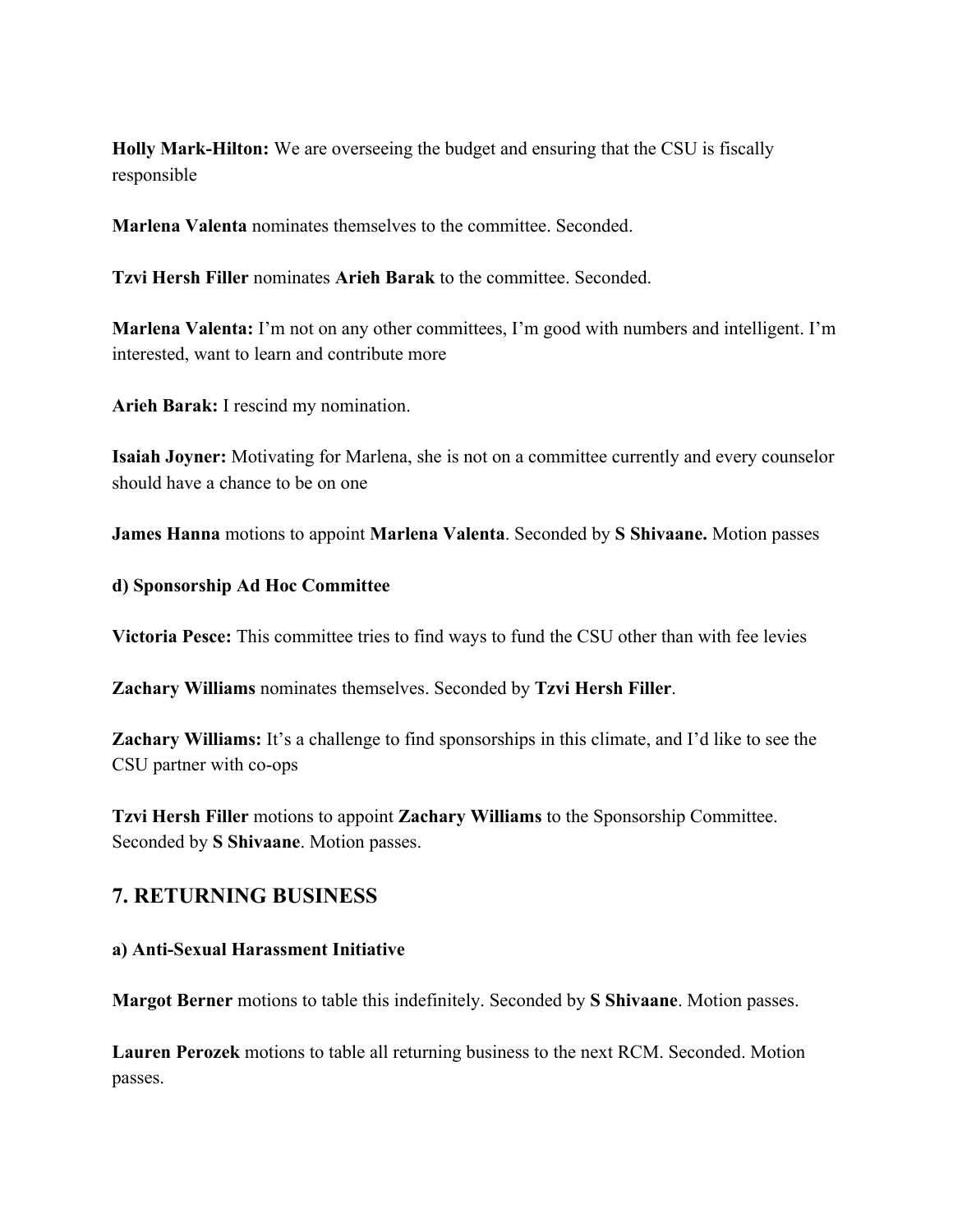**Holly Mark-Hilton:** We are overseeing the budget and ensuring that the CSU is fiscally responsible

**Marlena Valenta** nominates themselves to the committee. Seconded.

**Tzvi Hersh Filler** nominates **Arieh Barak** to the committee. Seconded.

**Marlena Valenta:** I'm not on any other committees, I'm good with numbers and intelligent. I'm interested, want to learn and contribute more

**Arieh Barak:** I rescind my nomination.

**Isaiah Joyner:** Motivating for Marlena, she is not on a committee currently and every counselor should have a chance to be on one

**James Hanna** motions to appoint **Marlena Valenta**. Seconded by **S Shivaane.** Motion passes

**d) Sponsorship Ad Hoc Committee**

**Victoria Pesce:** This committee tries to find ways to fund the CSU other than with fee levies

**Zachary Williams** nominates themselves. Seconded by **Tzvi Hersh Filler**.

**Zachary Williams:** It's a challenge to find sponsorships in this climate, and I'd like to see the CSU partner with co-ops

**Tzvi Hersh Filler** motions to appoint **Zachary Williams** to the Sponsorship Committee. Seconded by **S Shivaane**. Motion passes.

## 7. RETURNING BUSINESS

**a) Anti-Sexual Harassment Initiative**

**Margot Berner** motions to table this indefinitely. Seconded by **S Shivaane**. Motion passes.

**Lauren Perozek** motions to table all returning business to the next RCM. Seconded. Motion passes.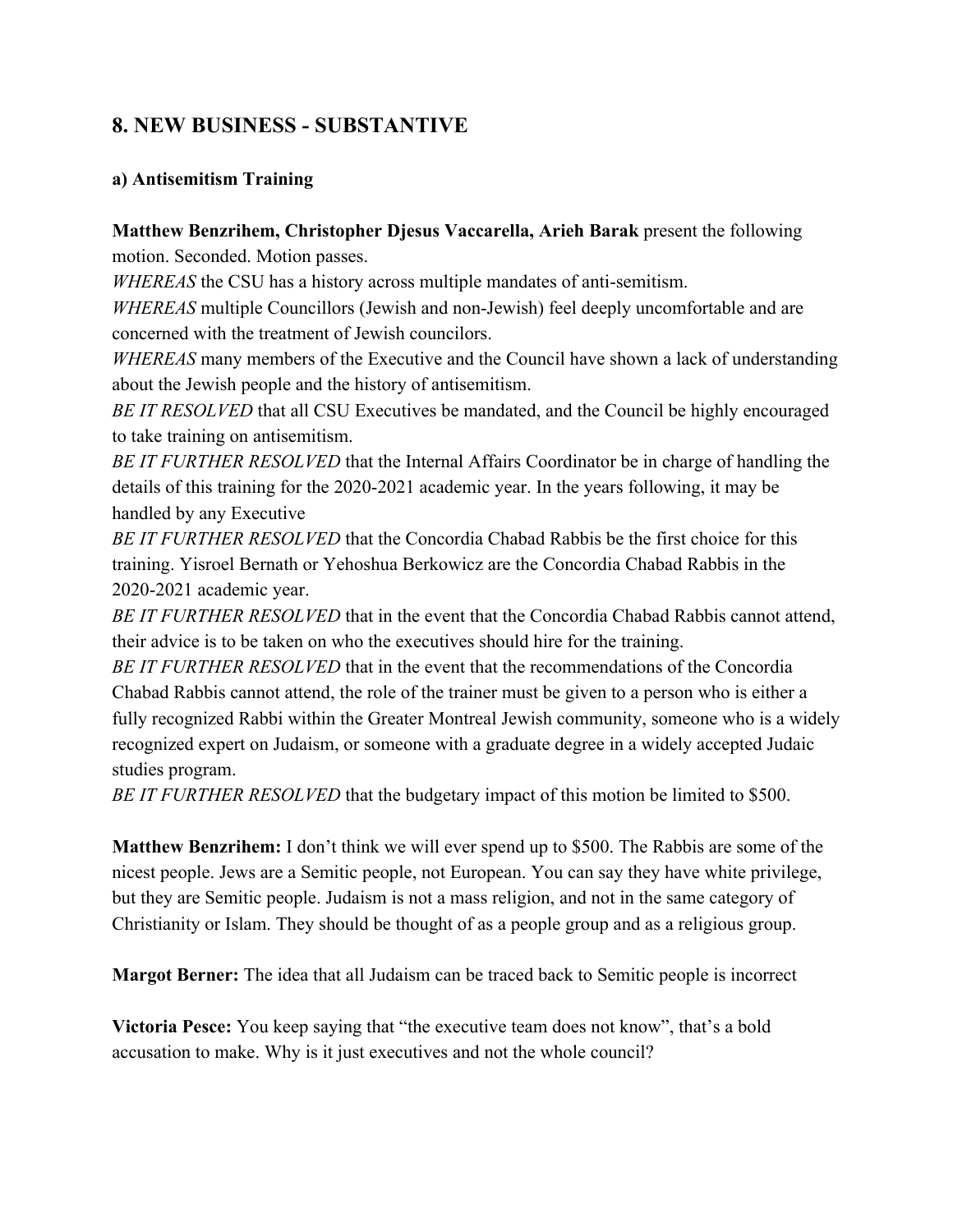## 8. NEW BUSINESS - SUBSTANTIVE

### a) Antisemitism Training

**Matthew Benzrihem, Christopher Djesus Vaccarella, Arieh Barak** present the following motion. Seconded. Motion passes.

*WHEREAS* the CSU has a history across multiple mandates of anti-semitism.

*WHEREAS* multiple Councillors (Jewish and non-Jewish) feel deeply uncomfortable and are concerned with the treatment of Jewish councilors.

*WHEREAS* many members of the Executive and the Council have shown a lack of understanding about the Jewish people and the history of antisemitism.

*BE IT RESOLVED* that all CSU Executives be mandated, and the Council be highly encouraged to take training on antisemitism.

*BE IT FURTHER RESOLVED* that the Internal Affairs Coordinator be in charge of handling the details of this training for the 2020-2021 academic year. In the years following, it may be handled by any Executive

*BE IT FURTHER RESOLVED* that the Concordia Chabad Rabbis be the first choice for this training. Yisroel Bernath or Yehoshua Berkowicz are the Concordia Chabad Rabbis in the 2020-2021 academic year.

*BE IT FURTHER RESOLVED* that in the event that the Concordia Chabad Rabbis cannot attend, their advice is to be taken on who the executives should hire for the training.

*BE IT FURTHER RESOLVED* that in the event that the recommendations of the Concordia Chabad Rabbis cannot attend, the role of the trainer must be given to a person who is either a fully recognized Rabbi within the Greater Montreal Jewish community, someone who is a widely recognized expert on Judaism, or someone with a graduate degree in a widely accepted Judaic studies program.

*BE IT FURTHER RESOLVED* that the budgetary impact of this motion be limited to $500.

**Matthew Benzrihem:** I don't think we will ever spend up to $500. The Rabbis are some of the nicest people. Jews are a Semitic people, not European. You can say they have white privilege, but they are Semitic people. Judaism is not a mass religion, and not in the same category of Christianity or Islam. They should be thought of as a people group and as a religious group.

**Margot Berner:** The idea that all Judaism can be traced back to Semitic people is incorrect

**Victoria Pesce:** You keep saying that "the executive team does not know", that's a bold accusation to make. Why is it just executives and not the whole council?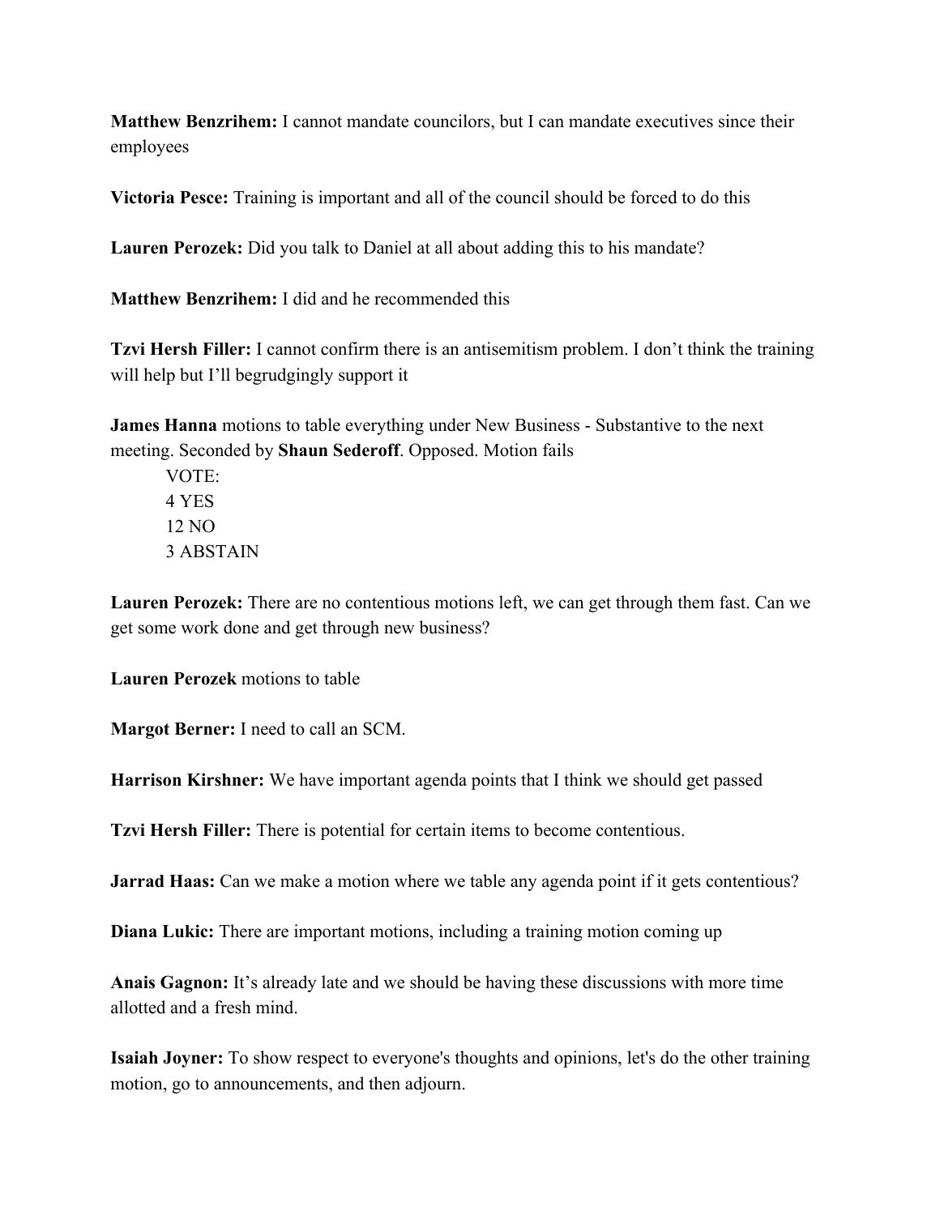**Matthew Benzrihem:** I cannot mandate councilors, but I can mandate executives since their employees

**Victoria Pesce:** Training is important and all of the council should be forced to do this

**Lauren Perozek:** Did you talk to Daniel at all about adding this to his mandate?

**Matthew Benzrihem:** I did and he recommended this

**Tzvi Hersh Filler:** I cannot confirm there is an antisemitism problem. I don't think the training will help but I'll begrudgingly support it

**James Hanna** motions to table everything under New Business - Substantive to the next meeting. Seconded by **Shaun Sederoff**. Opposed. Motion fails

VOTE:
4 YES
12 NO
3 ABSTAIN

**Lauren Perozek:** There are no contentious motions left, we can get through them fast. Can we get some work done and get through new business?

**Lauren Perozek** motions to table

**Margot Berner:** I need to call an SCM.

**Harrison Kirshner:** We have important agenda points that I think we should get passed

**Tzvi Hersh Filler:** There is potential for certain items to become contentious.

**Jarrad Haas:** Can we make a motion where we table any agenda point if it gets contentious?

**Diana Lukic:** There are important motions, including a training motion coming up

**Anais Gagnon:** It's already late and we should be having these discussions with more time allotted and a fresh mind.

**Isaiah Joyner:** To show respect to everyone's thoughts and opinions, let's do the other training motion, go to announcements, and then adjourn.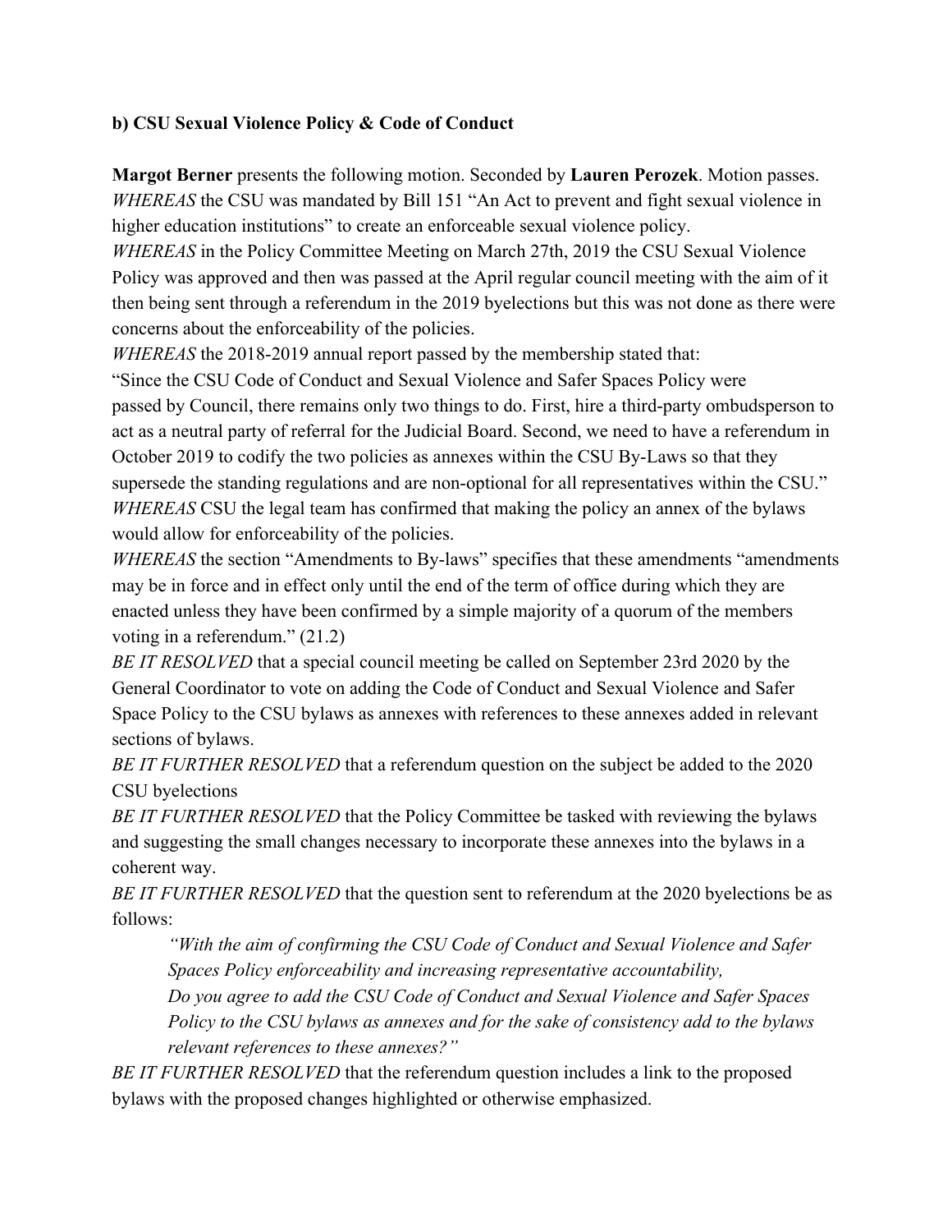**b) CSU Sexual Violence Policy & Code of Conduct**

**Margot Berner** presents the following motion. Seconded by **Lauren Perozek**. Motion passes.

*WHEREAS* the CSU was mandated by Bill 151 "An Act to prevent and fight sexual violence in higher education institutions" to create an enforceable sexual violence policy.

*WHEREAS* in the Policy Committee Meeting on March 27th, 2019 the CSU Sexual Violence Policy was approved and then was passed at the April regular council meeting with the aim of it then being sent through a referendum in the 2019 byelections but this was not done as there were concerns about the enforceability of the policies.

*WHEREAS* the 2018-2019 annual report passed by the membership stated that:

"Since the CSU Code of Conduct and Sexual Violence and Safer Spaces Policy were passed by Council, there remains only two things to do. First, hire a third-party ombudsperson to act as a neutral party of referral for the Judicial Board. Second, we need to have a referendum in October 2019 to codify the two policies as annexes within the CSU By-Laws so that they supersede the standing regulations and are non-optional for all representatives within the CSU."

*WHEREAS* CSU the legal team has confirmed that making the policy an annex of the bylaws would allow for enforceability of the policies.

*WHEREAS* the section "Amendments to By-laws" specifies that these amendments "amendments may be in force and in effect only until the end of the term of office during which they are enacted unless they have been confirmed by a simple majority of a quorum of the members voting in a referendum." (21.2)

*BE IT RESOLVED* that a special council meeting be called on September 23rd 2020 by the General Coordinator to vote on adding the Code of Conduct and Sexual Violence and Safer Space Policy to the CSU bylaws as annexes with references to these annexes added in relevant sections of bylaws.

*BE IT FURTHER RESOLVED* that a referendum question on the subject be added to the 2020 CSU byelections

*BE IT FURTHER RESOLVED* that the Policy Committee be tasked with reviewing the bylaws and suggesting the small changes necessary to incorporate these annexes into the bylaws in a coherent way.

*BE IT FURTHER RESOLVED* that the question sent to referendum at the 2020 byelections be as follows:

> *"With the aim of confirming the CSU Code of Conduct and Sexual Violence and Safer Spaces Policy enforceability and increasing representative accountability,*
> *Do you agree to add the CSU Code of Conduct and Sexual Violence and Safer Spaces Policy to the CSU bylaws as annexes and for the sake of consistency add to the bylaws relevant references to these annexes?"*

*BE IT FURTHER RESOLVED* that the referendum question includes a link to the proposed bylaws with the proposed changes highlighted or otherwise emphasized.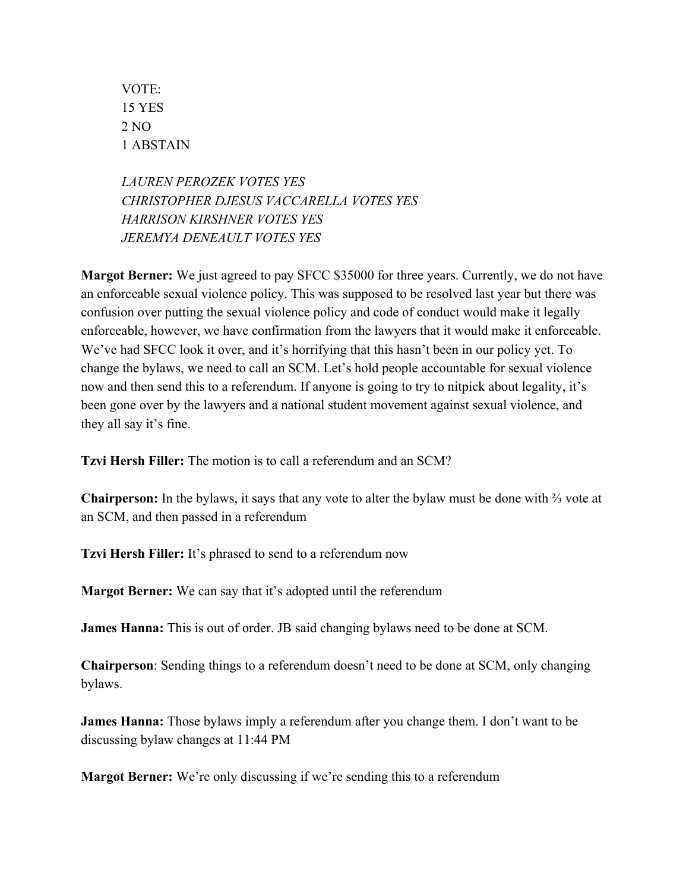VOTE:
15 YES
2 NO
1 ABSTAIN

*LAUREN PEROZEK VOTES YES*
*CHRISTOPHER DJESUS VACCARELLA VOTES YES*
*HARRISON KIRSHNER VOTES YES*
*JEREMYA DENEAULT VOTES YES*

**Margot Berner:** We just agreed to pay SFCC $35000 for three years. Currently, we do not have an enforceable sexual violence policy. This was supposed to be resolved last year but there was confusion over putting the sexual violence policy and code of conduct would make it legally enforceable, however, we have confirmation from the lawyers that it would make it enforceable. We've had SFCC look it over, and it's horrifying that this hasn't been in our policy yet. To change the bylaws, we need to call an SCM. Let's hold people accountable for sexual violence now and then send this to a referendum. If anyone is going to try to nitpick about legality, it's been gone over by the lawyers and a national student movement against sexual violence, and they all say it's fine.

**Tzvi Hersh Filler:** The motion is to call a referendum and an SCM?

**Chairperson:** In the bylaws, it says that any vote to alter the bylaw must be done with ⅔ vote at an SCM, and then passed in a referendum

**Tzvi Hersh Filler:** It's phrased to send to a referendum now

**Margot Berner:** We can say that it's adopted until the referendum

**James Hanna:** This is out of order. JB said changing bylaws need to be done at SCM.

**Chairperson**: Sending things to a referendum doesn't need to be done at SCM, only changing bylaws.

**James Hanna:** Those bylaws imply a referendum after you change them. I don't want to be discussing bylaw changes at 11:44 PM

**Margot Berner:** We're only discussing if we're sending this to a referendum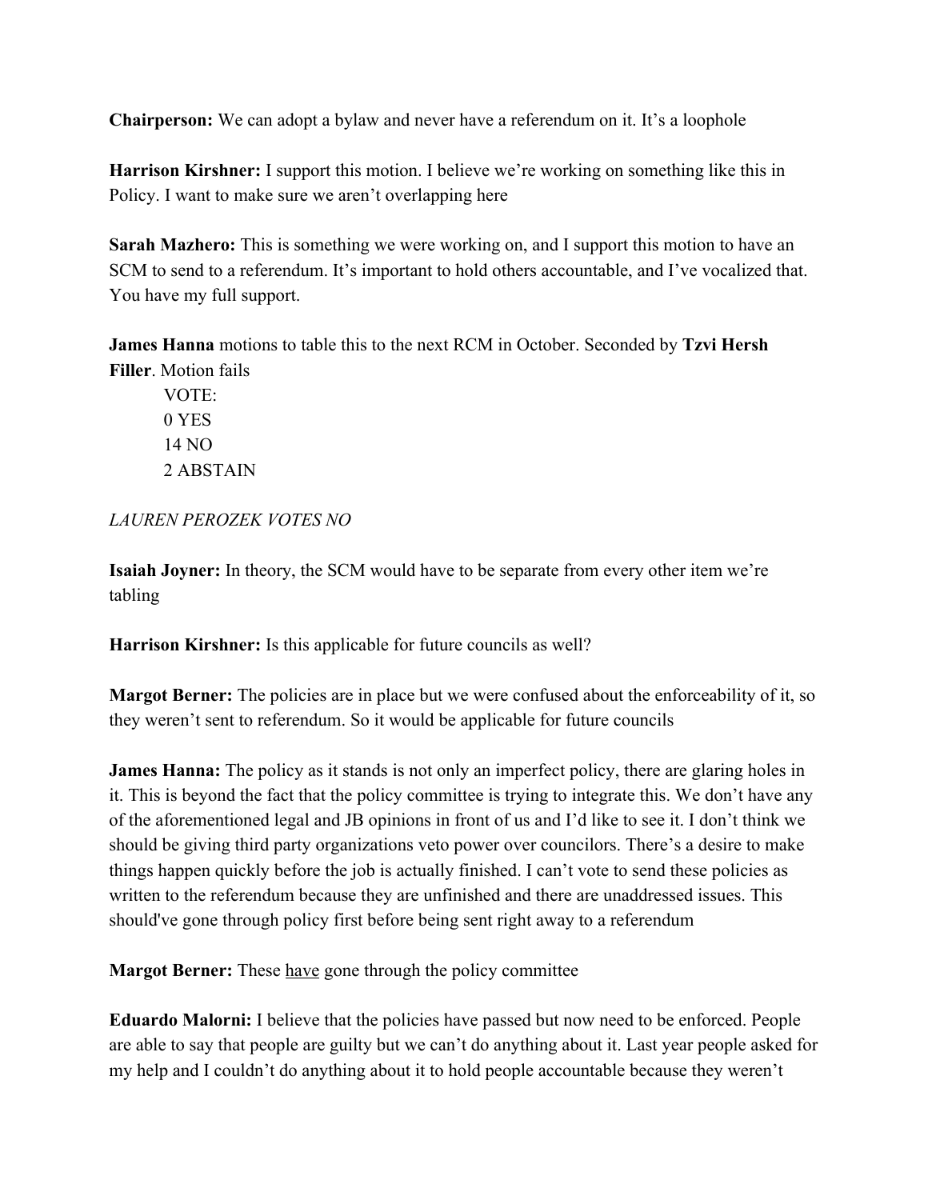**Chairperson:** We can adopt a bylaw and never have a referendum on it. It's a loophole

**Harrison Kirshner:** I support this motion. I believe we're working on something like this in Policy. I want to make sure we aren't overlapping here

**Sarah Mazhero:** This is something we were working on, and I support this motion to have an SCM to send to a referendum. It's important to hold others accountable, and I've vocalized that. You have my full support.

**James Hanna** motions to table this to the next RCM in October. Seconded by **Tzvi Hersh Filler**. Motion fails

> VOTE:
> 0 YES
> 14 NO
> 2 ABSTAIN

*LAUREN PEROZEK VOTES NO*

**Isaiah Joyner:** In theory, the SCM would have to be separate from every other item we're tabling

**Harrison Kirshner:** Is this applicable for future councils as well?

**Margot Berner:** The policies are in place but we were confused about the enforceability of it, so they weren't sent to referendum. So it would be applicable for future councils

**James Hanna:** The policy as it stands is not only an imperfect policy, there are glaring holes in it. This is beyond the fact that the policy committee is trying to integrate this. We don't have any of the aforementioned legal and JB opinions in front of us and I'd like to see it. I don't think we should be giving third party organizations veto power over councilors. There's a desire to make things happen quickly before the job is actually finished. I can't vote to send these policies as written to the referendum because they are unfinished and there are unaddressed issues. This should've gone through policy first before being sent right away to a referendum

**Margot Berner:** These <u>have</u> gone through the policy committee

**Eduardo Malorni:** I believe that the policies have passed but now need to be enforced. People are able to say that people are guilty but we can't do anything about it. Last year people asked for my help and I couldn't do anything about it to hold people accountable because they weren't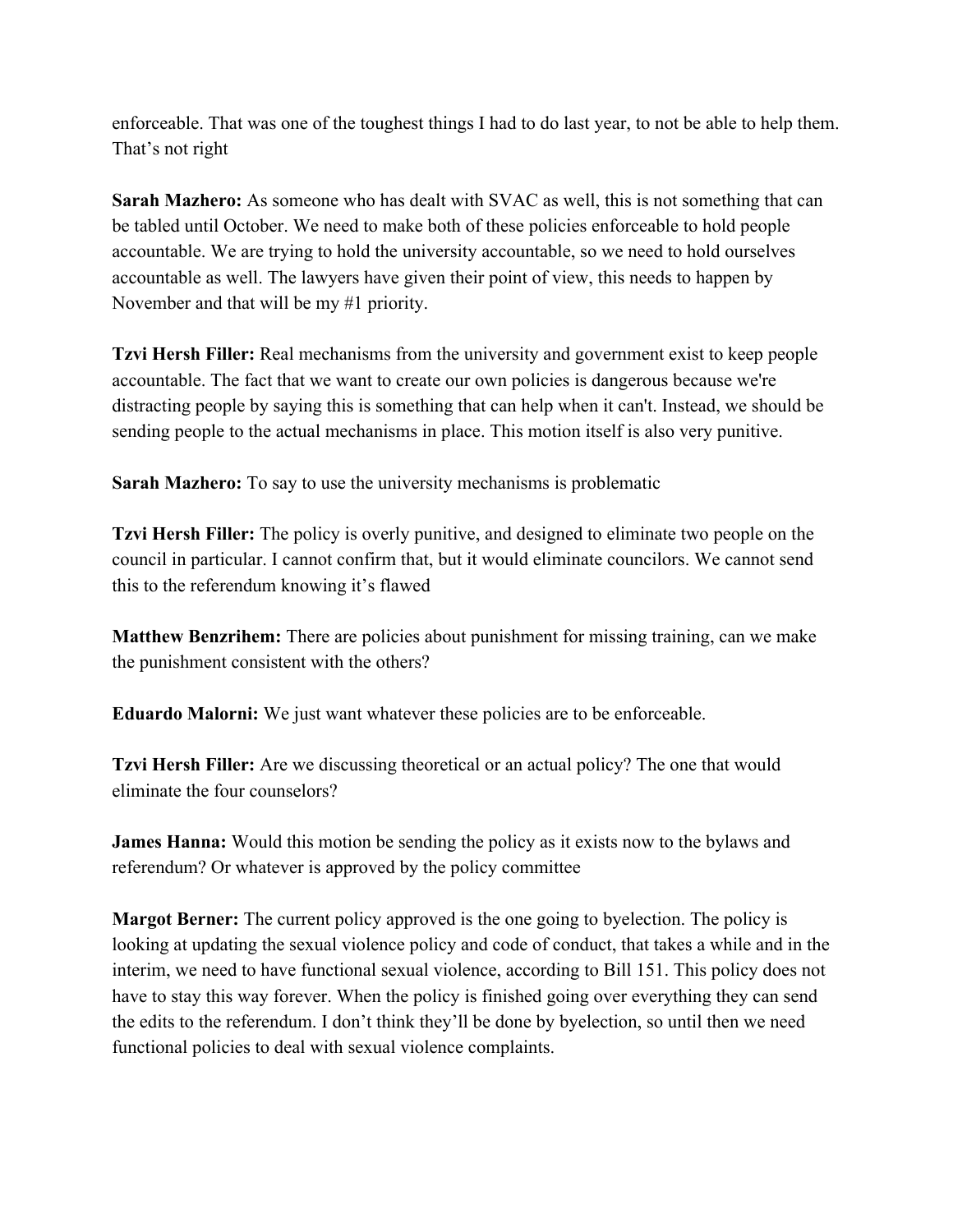enforceable. That was one of the toughest things I had to do last year, to not be able to help them. That's not right

**Sarah Mazhero:** As someone who has dealt with SVAC as well, this is not something that can be tabled until October. We need to make both of these policies enforceable to hold people accountable. We are trying to hold the university accountable, so we need to hold ourselves accountable as well. The lawyers have given their point of view, this needs to happen by November and that will be my #1 priority.

**Tzvi Hersh Filler:** Real mechanisms from the university and government exist to keep people accountable. The fact that we want to create our own policies is dangerous because we're distracting people by saying this is something that can help when it can't. Instead, we should be sending people to the actual mechanisms in place. This motion itself is also very punitive.

**Sarah Mazhero:** To say to use the university mechanisms is problematic

**Tzvi Hersh Filler:** The policy is overly punitive, and designed to eliminate two people on the council in particular. I cannot confirm that, but it would eliminate councilors. We cannot send this to the referendum knowing it's flawed

**Matthew Benzrihem:** There are policies about punishment for missing training, can we make the punishment consistent with the others?

**Eduardo Malorni:** We just want whatever these policies are to be enforceable.

**Tzvi Hersh Filler:** Are we discussing theoretical or an actual policy? The one that would eliminate the four counselors?

**James Hanna:** Would this motion be sending the policy as it exists now to the bylaws and referendum? Or whatever is approved by the policy committee

**Margot Berner:** The current policy approved is the one going to byelection. The policy is looking at updating the sexual violence policy and code of conduct, that takes a while and in the interim, we need to have functional sexual violence, according to Bill 151. This policy does not have to stay this way forever. When the policy is finished going over everything they can send the edits to the referendum. I don't think they'll be done by byelection, so until then we need functional policies to deal with sexual violence complaints.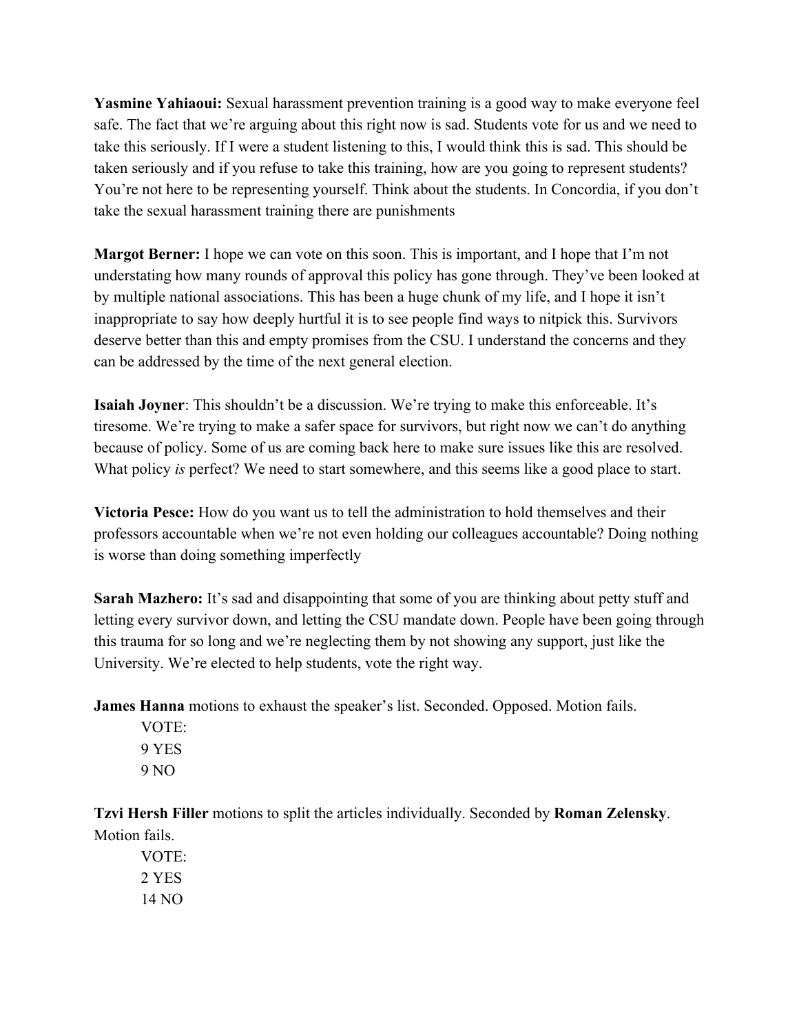**Yasmine Yahiaoui:** Sexual harassment prevention training is a good way to make everyone feel safe. The fact that we're arguing about this right now is sad. Students vote for us and we need to take this seriously. If I were a student listening to this, I would think this is sad. This should be taken seriously and if you refuse to take this training, how are you going to represent students? You're not here to be representing yourself. Think about the students. In Concordia, if you don't take the sexual harassment training there are punishments

**Margot Berner:** I hope we can vote on this soon. This is important, and I hope that I'm not understating how many rounds of approval this policy has gone through. They've been looked at by multiple national associations. This has been a huge chunk of my life, and I hope it isn't inappropriate to say how deeply hurtful it is to see people find ways to nitpick this. Survivors deserve better than this and empty promises from the CSU. I understand the concerns and they can be addressed by the time of the next general election.

**Isaiah Joyner**: This shouldn't be a discussion. We're trying to make this enforceable. It's tiresome. We're trying to make a safer space for survivors, but right now we can't do anything because of policy. Some of us are coming back here to make sure issues like this are resolved. What policy *is* perfect? We need to start somewhere, and this seems like a good place to start.

**Victoria Pesce:** How do you want us to tell the administration to hold themselves and their professors accountable when we're not even holding our colleagues accountable? Doing nothing is worse than doing something imperfectly

**Sarah Mazhero:** It's sad and disappointing that some of you are thinking about petty stuff and letting every survivor down, and letting the CSU mandate down. People have been going through this trauma for so long and we're neglecting them by not showing any support, just like the University. We're elected to help students, vote the right way.

**James Hanna** motions to exhaust the speaker's list. Seconded. Opposed. Motion fails.

VOTE:
9 YES
9 NO

**Tzvi Hersh Filler** motions to split the articles individually. Seconded by **Roman Zelensky**. Motion fails.

VOTE:
2 YES
14 NO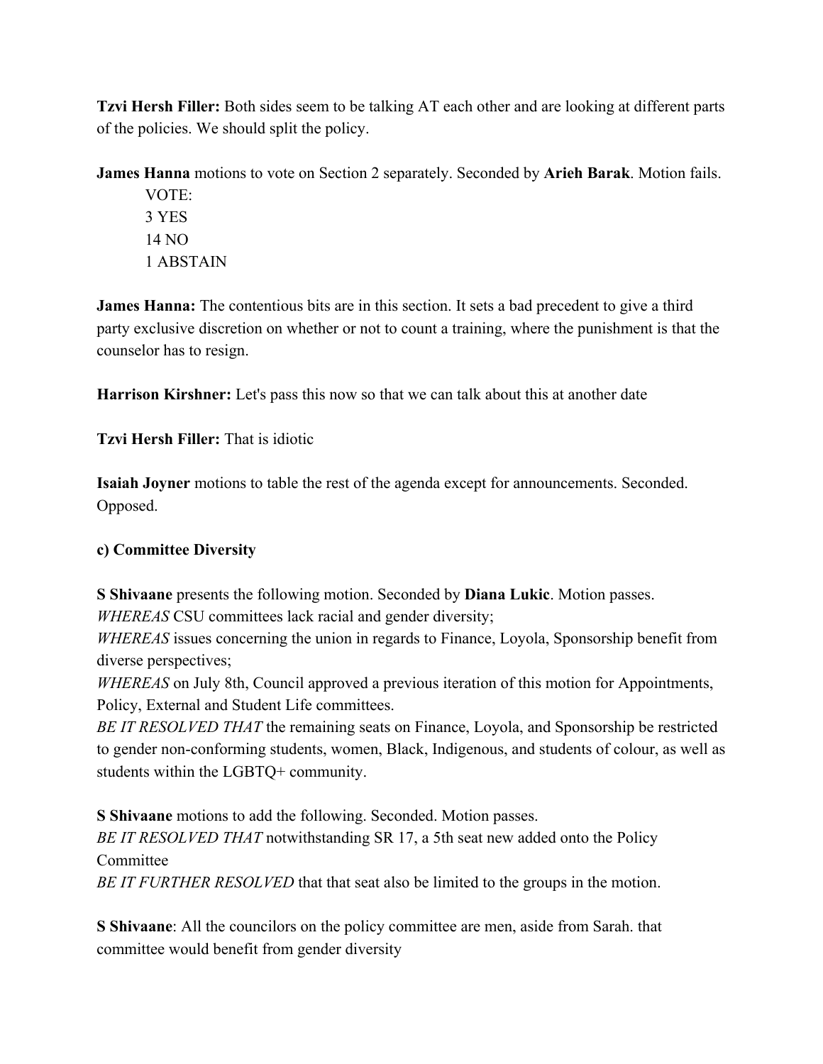**Tzvi Hersh Filler:** Both sides seem to be talking AT each other and are looking at different parts of the policies. We should split the policy.

**James Hanna** motions to vote on Section 2 separately. Seconded by **Arieh Barak**. Motion fails.

VOTE:
3 YES
14 NO
1 ABSTAIN

**James Hanna:** The contentious bits are in this section. It sets a bad precedent to give a third party exclusive discretion on whether or not to count a training, where the punishment is that the counselor has to resign.

**Harrison Kirshner:** Let's pass this now so that we can talk about this at another date

**Tzvi Hersh Filler:** That is idiotic

**Isaiah Joyner** motions to table the rest of the agenda except for announcements. Seconded. Opposed.

**c) Committee Diversity**

**S Shivaane** presents the following motion. Seconded by **Diana Lukic**. Motion passes.

*WHEREAS* CSU committees lack racial and gender diversity;

*WHEREAS* issues concerning the union in regards to Finance, Loyola, Sponsorship benefit from diverse perspectives;

*WHEREAS* on July 8th, Council approved a previous iteration of this motion for Appointments, Policy, External and Student Life committees.

*BE IT RESOLVED THAT* the remaining seats on Finance, Loyola, and Sponsorship be restricted to gender non-conforming students, women, Black, Indigenous, and students of colour, as well as students within the LGBTQ+ community.

**S Shivaane** motions to add the following. Seconded. Motion passes.

*BE IT RESOLVED THAT* notwithstanding SR 17, a 5th seat new added onto the Policy Committee

*BE IT FURTHER RESOLVED* that that seat also be limited to the groups in the motion.

**S Shivaane**: All the councilors on the policy committee are men, aside from Sarah. that committee would benefit from gender diversity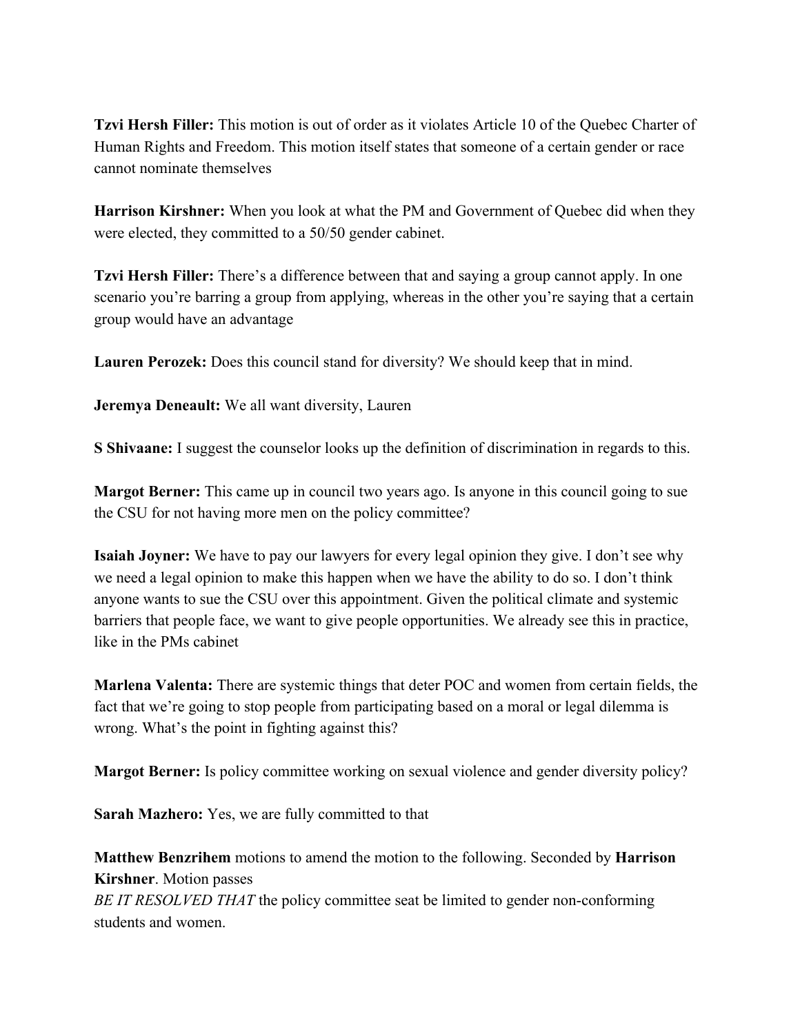**Tzvi Hersh Filler:** This motion is out of order as it violates Article 10 of the Quebec Charter of Human Rights and Freedom. This motion itself states that someone of a certain gender or race cannot nominate themselves

**Harrison Kirshner:** When you look at what the PM and Government of Quebec did when they were elected, they committed to a 50/50 gender cabinet.

**Tzvi Hersh Filler:** There's a difference between that and saying a group cannot apply. In one scenario you're barring a group from applying, whereas in the other you're saying that a certain group would have an advantage

**Lauren Perozek:** Does this council stand for diversity? We should keep that in mind.

**Jeremya Deneault:** We all want diversity, Lauren

**S Shivaane:** I suggest the counselor looks up the definition of discrimination in regards to this.

**Margot Berner:** This came up in council two years ago. Is anyone in this council going to sue the CSU for not having more men on the policy committee?

**Isaiah Joyner:** We have to pay our lawyers for every legal opinion they give. I don't see why we need a legal opinion to make this happen when we have the ability to do so. I don't think anyone wants to sue the CSU over this appointment. Given the political climate and systemic barriers that people face, we want to give people opportunities. We already see this in practice, like in the PMs cabinet

**Marlena Valenta:** There are systemic things that deter POC and women from certain fields, the fact that we're going to stop people from participating based on a moral or legal dilemma is wrong. What's the point in fighting against this?

**Margot Berner:** Is policy committee working on sexual violence and gender diversity policy?

**Sarah Mazhero:** Yes, we are fully committed to that

**Matthew Benzrihem** motions to amend the motion to the following. Seconded by **Harrison Kirshner**. Motion passes

*BE IT RESOLVED THAT* the policy committee seat be limited to gender non-conforming students and women.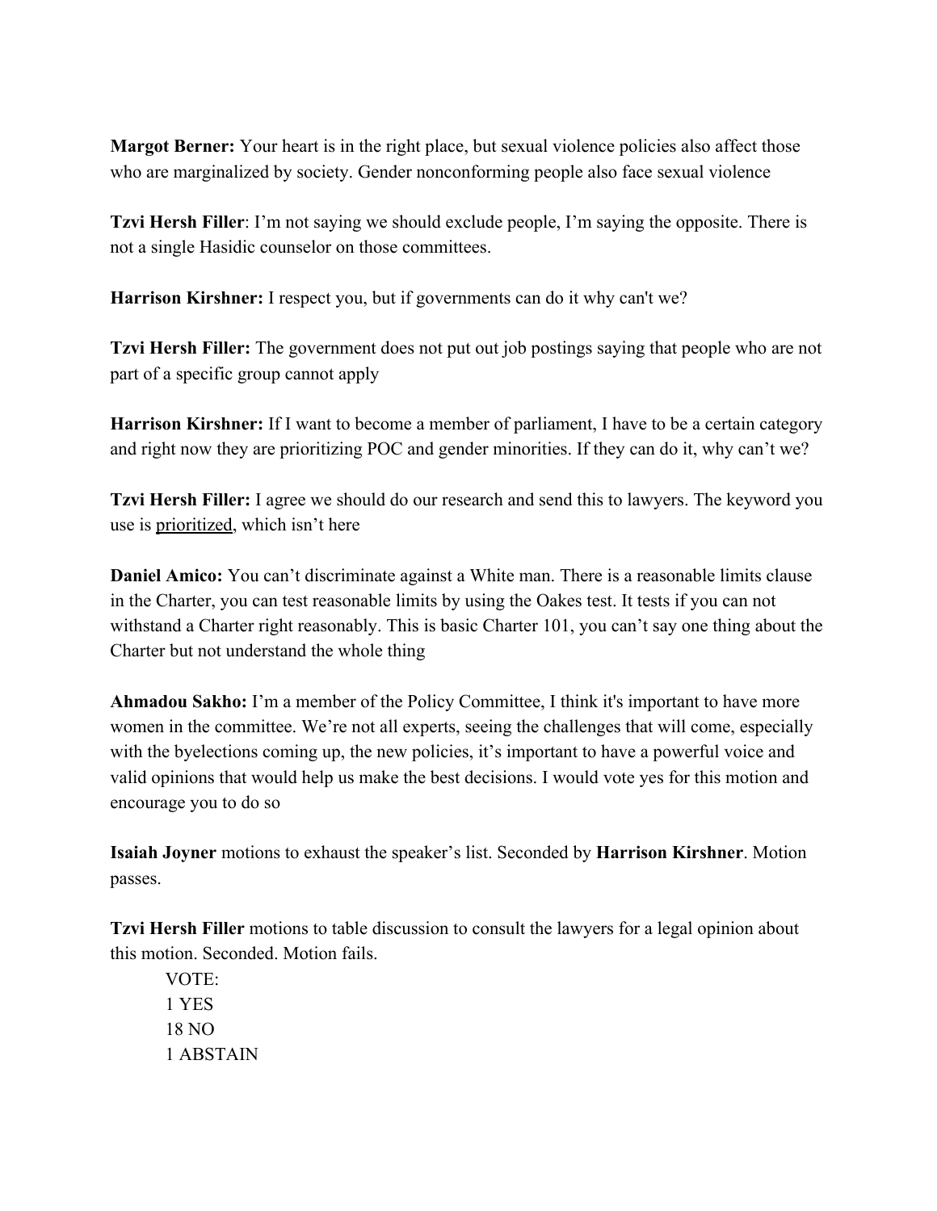**Margot Berner:** Your heart is in the right place, but sexual violence policies also affect those who are marginalized by society. Gender nonconforming people also face sexual violence

**Tzvi Hersh Filler**: I'm not saying we should exclude people, I'm saying the opposite. There is not a single Hasidic counselor on those committees.

**Harrison Kirshner:** I respect you, but if governments can do it why can't we?

**Tzvi Hersh Filler:** The government does not put out job postings saying that people who are not part of a specific group cannot apply

**Harrison Kirshner:** If I want to become a member of parliament, I have to be a certain category and right now they are prioritizing POC and gender minorities. If they can do it, why can't we?

**Tzvi Hersh Filler:** I agree we should do our research and send this to lawyers. The keyword you use is <u>prioritized</u>, which isn't here

**Daniel Amico:** You can't discriminate against a White man. There is a reasonable limits clause in the Charter, you can test reasonable limits by using the Oakes test. It tests if you can not withstand a Charter right reasonably. This is basic Charter 101, you can't say one thing about the Charter but not understand the whole thing

**Ahmadou Sakho:** I'm a member of the Policy Committee, I think it's important to have more women in the committee. We're not all experts, seeing the challenges that will come, especially with the byelections coming up, the new policies, it's important to have a powerful voice and valid opinions that would help us make the best decisions. I would vote yes for this motion and encourage you to do so

**Isaiah Joyner** motions to exhaust the speaker's list. Seconded by **Harrison Kirshner**. Motion passes.

**Tzvi Hersh Filler** motions to table discussion to consult the lawyers for a legal opinion about this motion. Seconded. Motion fails.

VOTE:
1 YES
18 NO
1 ABSTAIN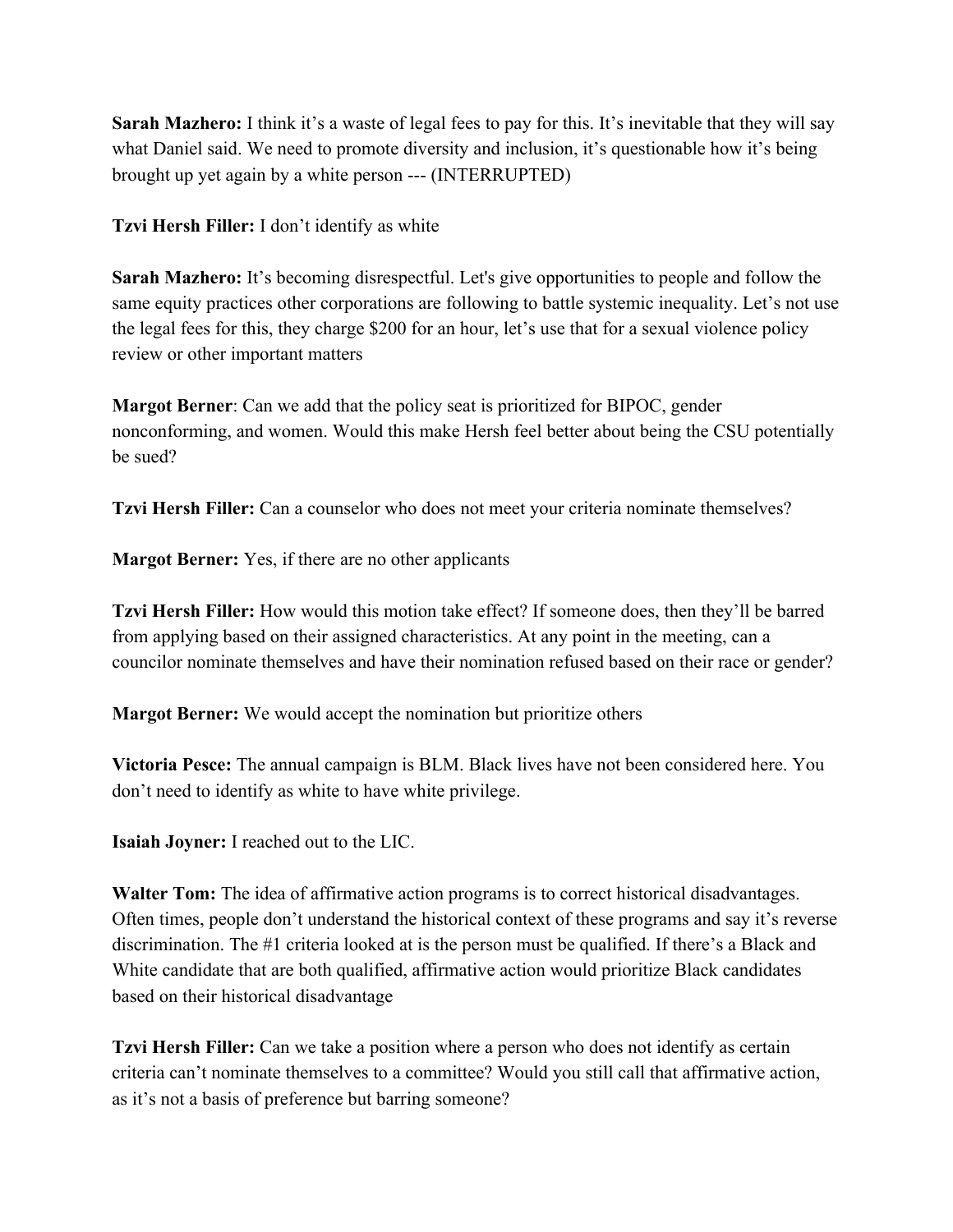**Sarah Mazhero:** I think it's a waste of legal fees to pay for this. It's inevitable that they will say what Daniel said. We need to promote diversity and inclusion, it's questionable how it's being brought up yet again by a white person --- (INTERRUPTED)

**Tzvi Hersh Filler:** I don't identify as white

**Sarah Mazhero:** It's becoming disrespectful. Let's give opportunities to people and follow the same equity practices other corporations are following to battle systemic inequality. Let's not use the legal fees for this, they charge $200 for an hour, let's use that for a sexual violence policy review or other important matters

**Margot Berner**: Can we add that the policy seat is prioritized for BIPOC, gender nonconforming, and women. Would this make Hersh feel better about being the CSU potentially be sued?

**Tzvi Hersh Filler:** Can a counselor who does not meet your criteria nominate themselves?

**Margot Berner:** Yes, if there are no other applicants

**Tzvi Hersh Filler:** How would this motion take effect? If someone does, then they'll be barred from applying based on their assigned characteristics. At any point in the meeting, can a councilor nominate themselves and have their nomination refused based on their race or gender?

**Margot Berner:** We would accept the nomination but prioritize others

**Victoria Pesce:** The annual campaign is BLM. Black lives have not been considered here. You don't need to identify as white to have white privilege.

**Isaiah Joyner:** I reached out to the LIC.

**Walter Tom:** The idea of affirmative action programs is to correct historical disadvantages. Often times, people don't understand the historical context of these programs and say it's reverse discrimination. The #1 criteria looked at is the person must be qualified. If there's a Black and White candidate that are both qualified, affirmative action would prioritize Black candidates based on their historical disadvantage

**Tzvi Hersh Filler:** Can we take a position where a person who does not identify as certain criteria can't nominate themselves to a committee? Would you still call that affirmative action, as it's not a basis of preference but barring someone?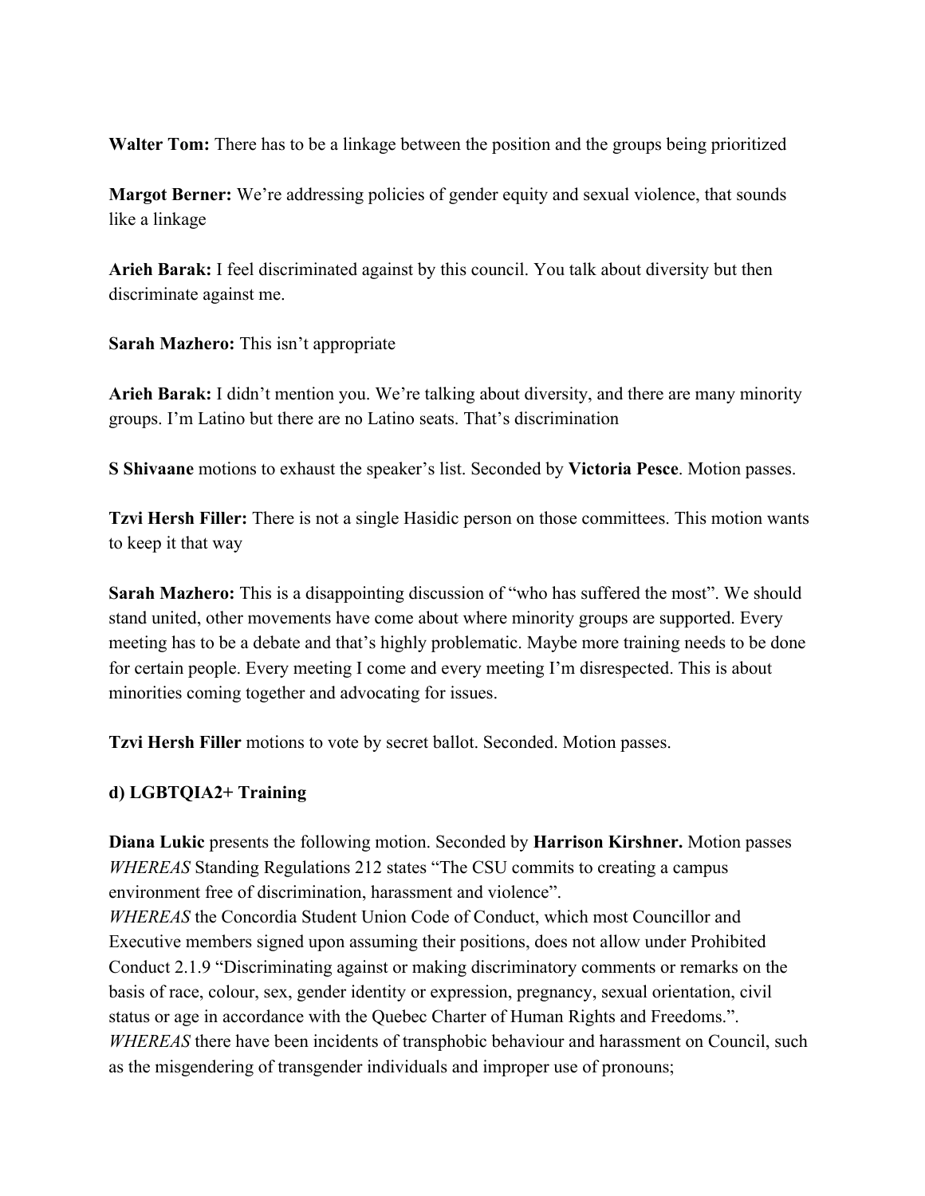**Walter Tom:** There has to be a linkage between the position and the groups being prioritized

**Margot Berner:** We're addressing policies of gender equity and sexual violence, that sounds like a linkage

**Arieh Barak:** I feel discriminated against by this council. You talk about diversity but then discriminate against me.

**Sarah Mazhero:** This isn't appropriate

**Arieh Barak:** I didn't mention you. We're talking about diversity, and there are many minority groups. I'm Latino but there are no Latino seats. That's discrimination

**S Shivaane** motions to exhaust the speaker's list. Seconded by **Victoria Pesce**. Motion passes.

**Tzvi Hersh Filler:** There is not a single Hasidic person on those committees. This motion wants to keep it that way

**Sarah Mazhero:** This is a disappointing discussion of "who has suffered the most". We should stand united, other movements have come about where minority groups are supported. Every meeting has to be a debate and that's highly problematic. Maybe more training needs to be done for certain people. Every meeting I come and every meeting I'm disrespected. This is about minorities coming together and advocating for issues.

**Tzvi Hersh Filler** motions to vote by secret ballot. Seconded. Motion passes.

**d) LGBTQIA2+ Training**

**Diana Lukic** presents the following motion. Seconded by **Harrison Kirshner.** Motion passes
*WHEREAS* Standing Regulations 212 states "The CSU commits to creating a campus environment free of discrimination, harassment and violence".
*WHEREAS* the Concordia Student Union Code of Conduct, which most Councillor and Executive members signed upon assuming their positions, does not allow under Prohibited Conduct 2.1.9 "Discriminating against or making discriminatory comments or remarks on the basis of race, colour, sex, gender identity or expression, pregnancy, sexual orientation, civil status or age in accordance with the Quebec Charter of Human Rights and Freedoms.".
*WHEREAS* there have been incidents of transphobic behaviour and harassment on Council, such as the misgendering of transgender individuals and improper use of pronouns;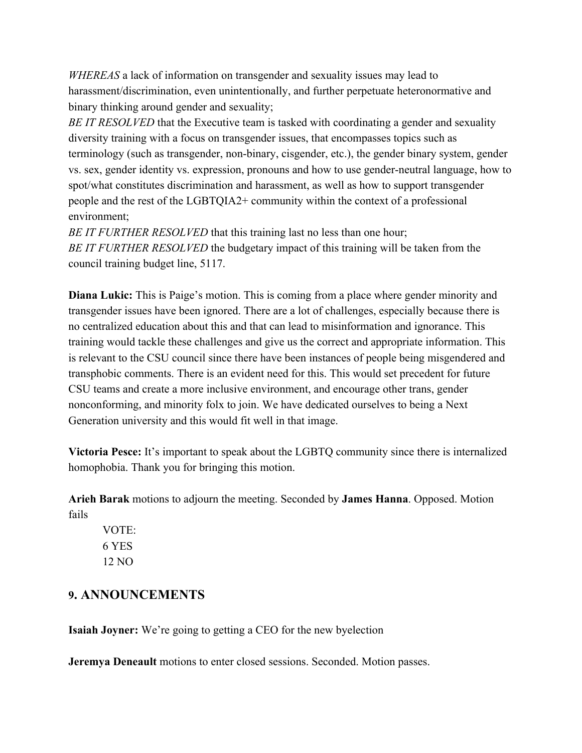*WHEREAS* a lack of information on transgender and sexuality issues may lead to harassment/discrimination, even unintentionally, and further perpetuate heteronormative and binary thinking around gender and sexuality;

*BE IT RESOLVED* that the Executive team is tasked with coordinating a gender and sexuality diversity training with a focus on transgender issues, that encompasses topics such as terminology (such as transgender, non-binary, cisgender, etc.), the gender binary system, gender vs. sex, gender identity vs. expression, pronouns and how to use gender-neutral language, how to spot/what constitutes discrimination and harassment, as well as how to support transgender people and the rest of the LGBTQIA2+ community within the context of a professional environment;

*BE IT FURTHER RESOLVED* that this training last no less than one hour;

*BE IT FURTHER RESOLVED* the budgetary impact of this training will be taken from the council training budget line, 5117.

**Diana Lukic:** This is Paige's motion. This is coming from a place where gender minority and transgender issues have been ignored. There are a lot of challenges, especially because there is no centralized education about this and that can lead to misinformation and ignorance. This training would tackle these challenges and give us the correct and appropriate information. This is relevant to the CSU council since there have been instances of people being misgendered and transphobic comments. There is an evident need for this. This would set precedent for future CSU teams and create a more inclusive environment, and encourage other trans, gender nonconforming, and minority folx to join. We have dedicated ourselves to being a Next Generation university and this would fit well in that image.

**Victoria Pesce:** It's important to speak about the LGBTQ community since there is internalized homophobia. Thank you for bringing this motion.

**Arieh Barak** motions to adjourn the meeting. Seconded by **James Hanna**. Opposed. Motion fails

VOTE:
6 YES
12 NO

## 9. ANNOUNCEMENTS

**Isaiah Joyner:** We're going to getting a CEO for the new byelection

**Jeremya Deneault** motions to enter closed sessions. Seconded. Motion passes.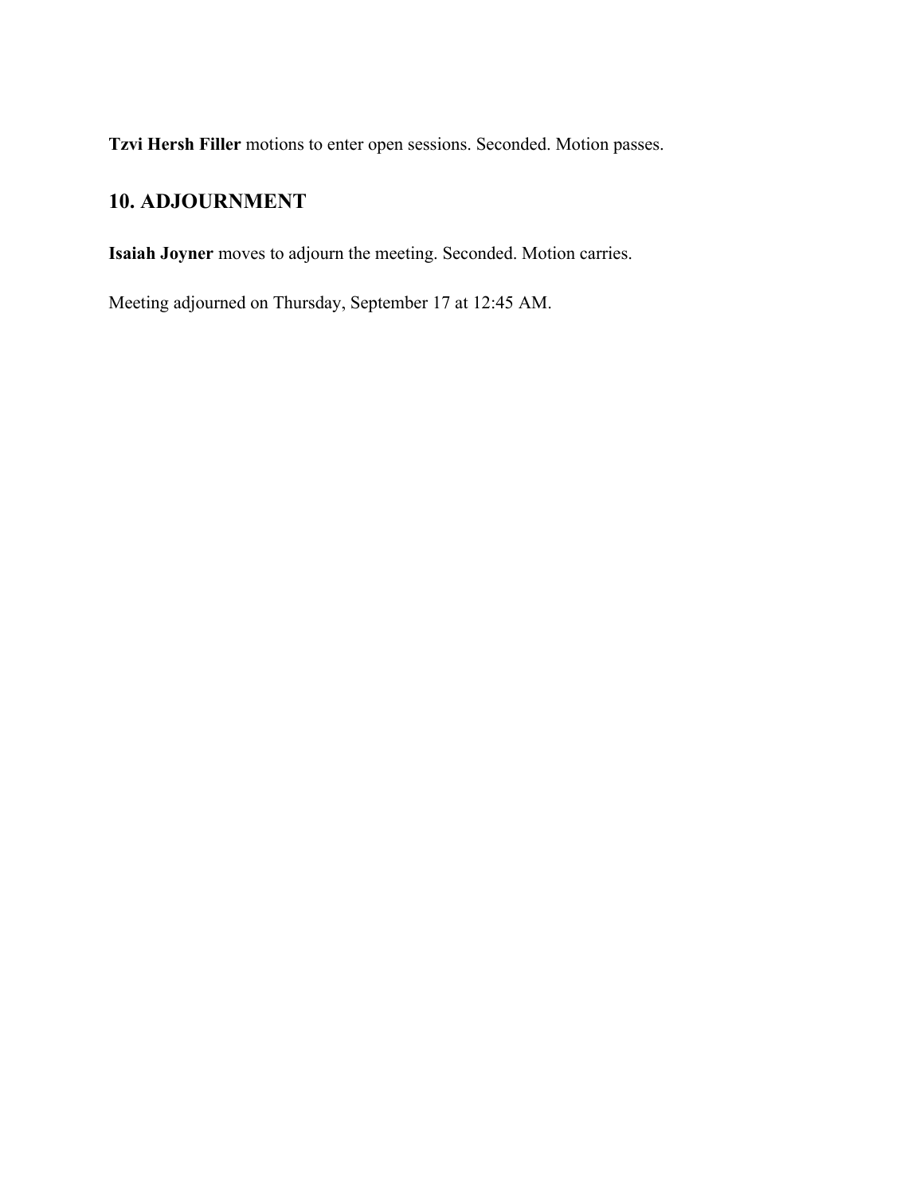**Tzvi Hersh Filler** motions to enter open sessions. Seconded. Motion passes.

## 10. ADJOURNMENT

**Isaiah Joyner** moves to adjourn the meeting. Seconded. Motion carries.

Meeting adjourned on Thursday, September 17 at 12:45 AM.